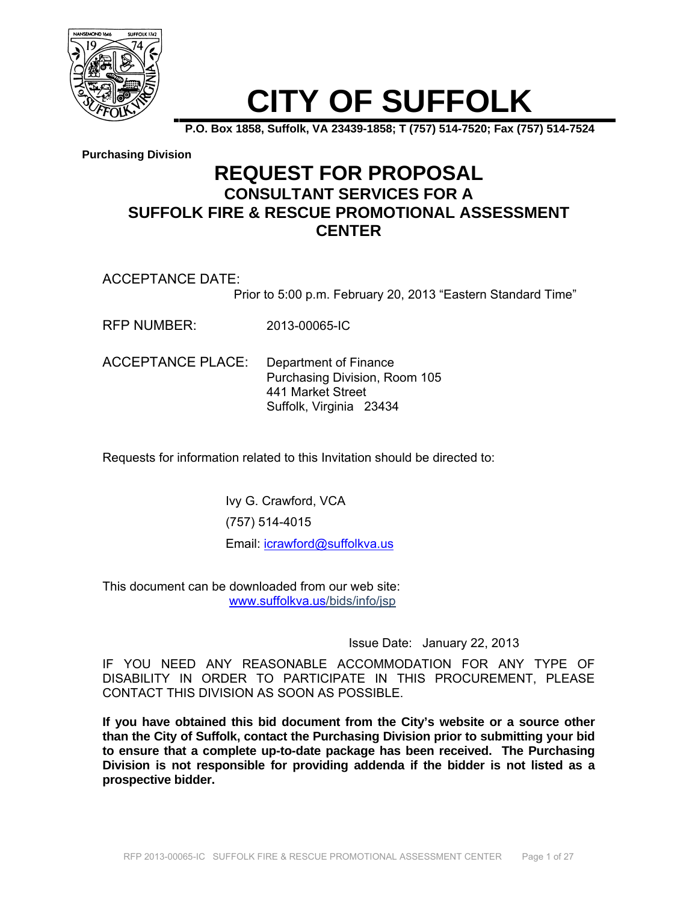# CITY OF SUFFOLK

**P.O. Box 1858, Suffolk, VA 23439-1858; T (757) 514-7520; Fax (757) 514-7524**

**Purchasing Division**

## REQUEST FOR PROPOSAL

### CONSULTANT SERVICES FOR A SUFFOLK FIRE & RESCUE PROMOTIONAL ASSESSMENT CENTER

ACCEPTANCE DATE:
Prior to 5:00 p.m. February 20, 2013 "Eastern Standard Time"

RFP NUMBER: 2013-00065-IC

ACCEPTANCE PLACE: Department of Finance
Purchasing Division, Room 105
441 Market Street
Suffolk, Virginia 23434

Requests for information related to this Invitation should be directed to:

Ivy G. Crawford, VCA
(757) 514-4015
Email: icrawford@suffolkva.us

This document can be downloaded from our web site:
www.suffolkva.us/bids/info/jsp

Issue Date: January 22, 2013

IF YOU NEED ANY REASONABLE ACCOMMODATION FOR ANY TYPE OF DISABILITY IN ORDER TO PARTICIPATE IN THIS PROCUREMENT, PLEASE CONTACT THIS DIVISION AS SOON AS POSSIBLE.

**If you have obtained this bid document from the City's website or a source other than the City of Suffolk, contact the Purchasing Division prior to submitting your bid to ensure that a complete up-to-date package has been received. The Purchasing Division is not responsible for providing addenda if the bidder is not listed as a prospective bidder.**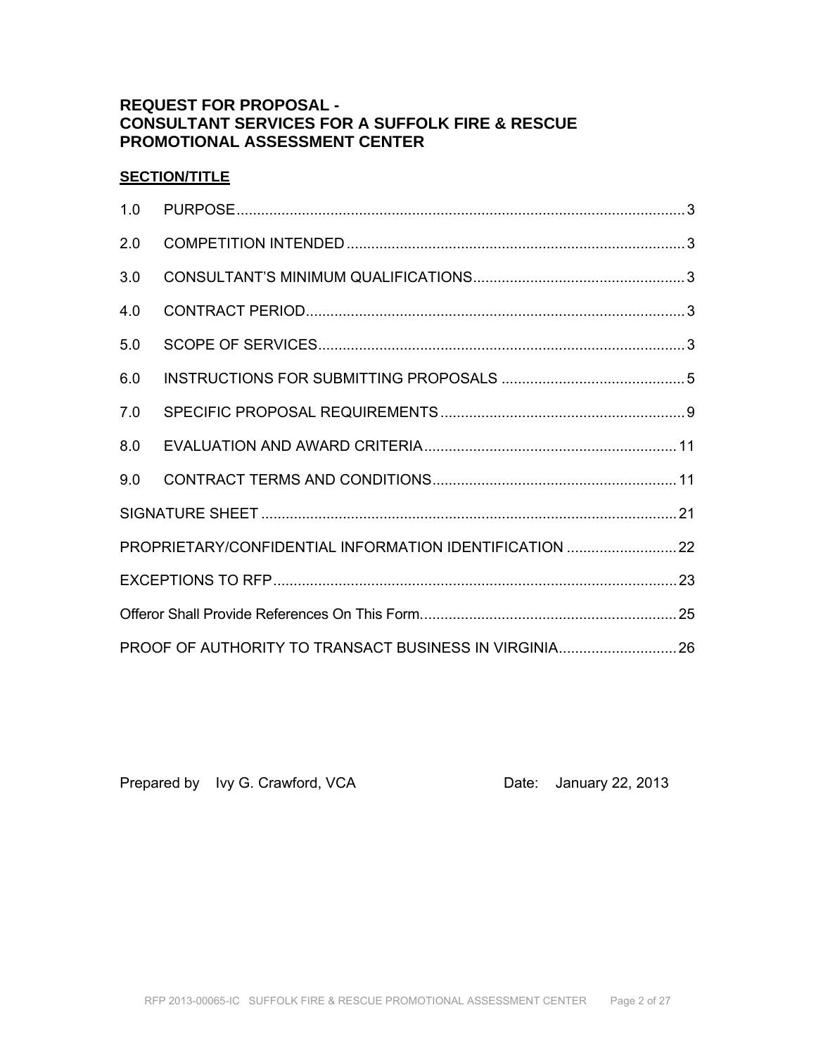## REQUEST FOR PROPOSAL - CONSULTANT SERVICES FOR A SUFFOLK FIRE & RESCUE PROMOTIONAL ASSESSMENT CENTER

**SECTION/TITLE**

| | | |
|---|---|---|
| 1.0 | PURPOSE | 3 |
| 2.0 | COMPETITION INTENDED | 3 |
| 3.0 | CONSULTANT'S MINIMUM QUALIFICATIONS | 3 |
| 4.0 | CONTRACT PERIOD | 3 |
| 5.0 | SCOPE OF SERVICES | 3 |
| 6.0 | INSTRUCTIONS FOR SUBMITTING PROPOSALS | 5 |
| 7.0 | SPECIFIC PROPOSAL REQUIREMENTS | 9 |
| 8.0 | EVALUATION AND AWARD CRITERIA | 11 |
| 9.0 | CONTRACT TERMS AND CONDITIONS | 11 |
| SIGNATURE SHEET | | 21 |
| PROPRIETARY/CONFIDENTIAL INFORMATION IDENTIFICATION | | 22 |
| EXCEPTIONS TO RFP | | 23 |
| Offeror Shall Provide References On This Form. | | 25 |
| PROOF OF AUTHORITY TO TRANSACT BUSINESS IN VIRGINIA | | 26 |

Prepared by Ivy G. Crawford, VCA    Date: January 22, 2013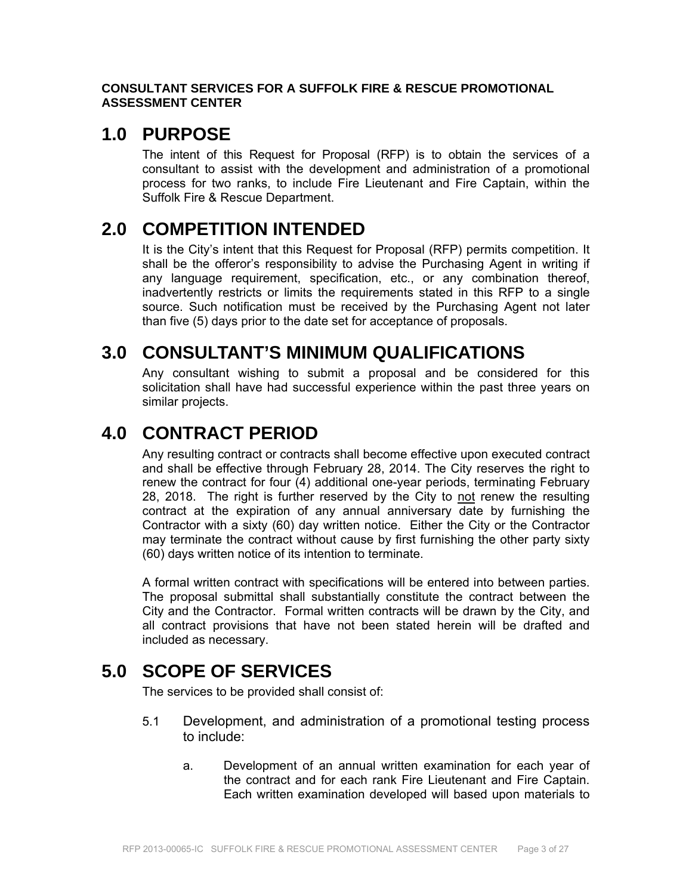**CONSULTANT SERVICES FOR A SUFFOLK FIRE & RESCUE PROMOTIONAL ASSESSMENT CENTER**

# 1.0 PURPOSE

The intent of this Request for Proposal (RFP) is to obtain the services of a consultant to assist with the development and administration of a promotional process for two ranks, to include Fire Lieutenant and Fire Captain, within the Suffolk Fire & Rescue Department.

# 2.0 COMPETITION INTENDED

It is the City's intent that this Request for Proposal (RFP) permits competition. It shall be the offeror's responsibility to advise the Purchasing Agent in writing if any language requirement, specification, etc., or any combination thereof, inadvertently restricts or limits the requirements stated in this RFP to a single source. Such notification must be received by the Purchasing Agent not later than five (5) days prior to the date set for acceptance of proposals.

# 3.0 CONSULTANT'S MINIMUM QUALIFICATIONS

Any consultant wishing to submit a proposal and be considered for this solicitation shall have had successful experience within the past three years on similar projects.

# 4.0 CONTRACT PERIOD

Any resulting contract or contracts shall become effective upon executed contract and shall be effective through February 28, 2014. The City reserves the right to renew the contract for four (4) additional one-year periods, terminating February 28, 2018. The right is further reserved by the City to not renew the resulting contract at the expiration of any annual anniversary date by furnishing the Contractor with a sixty (60) day written notice. Either the City or the Contractor may terminate the contract without cause by first furnishing the other party sixty (60) days written notice of its intention to terminate.

A formal written contract with specifications will be entered into between parties. The proposal submittal shall substantially constitute the contract between the City and the Contractor. Formal written contracts will be drawn by the City, and all contract provisions that have not been stated herein will be drafted and included as necessary.

# 5.0 SCOPE OF SERVICES

The services to be provided shall consist of:

5.1 Development, and administration of a promotional testing process to include:

a. Development of an annual written examination for each year of the contract and for each rank Fire Lieutenant and Fire Captain. Each written examination developed will based upon materials to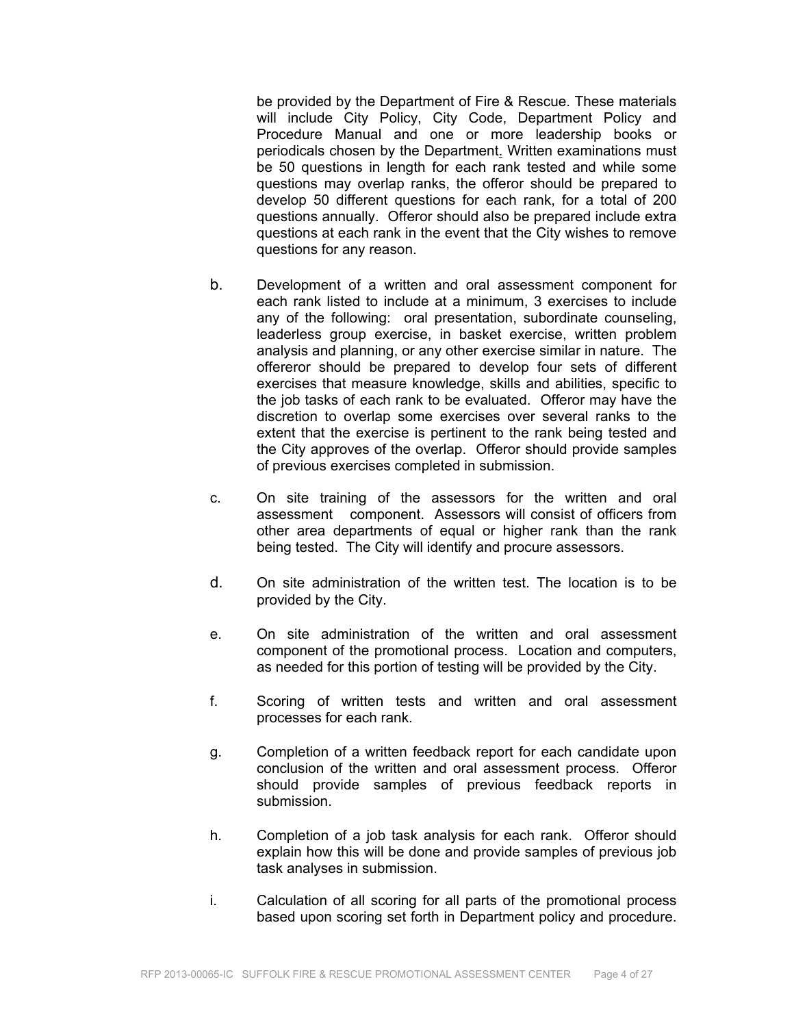be provided by the Department of Fire & Rescue. These materials will include City Policy, City Code, Department Policy and Procedure Manual and one or more leadership books or periodicals chosen by the Department. Written examinations must be 50 questions in length for each rank tested and while some questions may overlap ranks, the offeror should be prepared to develop 50 different questions for each rank, for a total of 200 questions annually. Offeror should also be prepared include extra questions at each rank in the event that the City wishes to remove questions for any reason.

b. Development of a written and oral assessment component for each rank listed to include at a minimum, 3 exercises to include any of the following: oral presentation, subordinate counseling, leaderless group exercise, in basket exercise, written problem analysis and planning, or any other exercise similar in nature. The offereror should be prepared to develop four sets of different exercises that measure knowledge, skills and abilities, specific to the job tasks of each rank to be evaluated. Offeror may have the discretion to overlap some exercises over several ranks to the extent that the exercise is pertinent to the rank being tested and the City approves of the overlap. Offeror should provide samples of previous exercises completed in submission.

c. On site training of the assessors for the written and oral assessment component. Assessors will consist of officers from other area departments of equal or higher rank than the rank being tested. The City will identify and procure assessors.

d. On site administration of the written test. The location is to be provided by the City.

e. On site administration of the written and oral assessment component of the promotional process. Location and computers, as needed for this portion of testing will be provided by the City.

f. Scoring of written tests and written and oral assessment processes for each rank.

g. Completion of a written feedback report for each candidate upon conclusion of the written and oral assessment process. Offeror should provide samples of previous feedback reports in submission.

h. Completion of a job task analysis for each rank. Offeror should explain how this will be done and provide samples of previous job task analyses in submission.

i. Calculation of all scoring for all parts of the promotional process based upon scoring set forth in Department policy and procedure.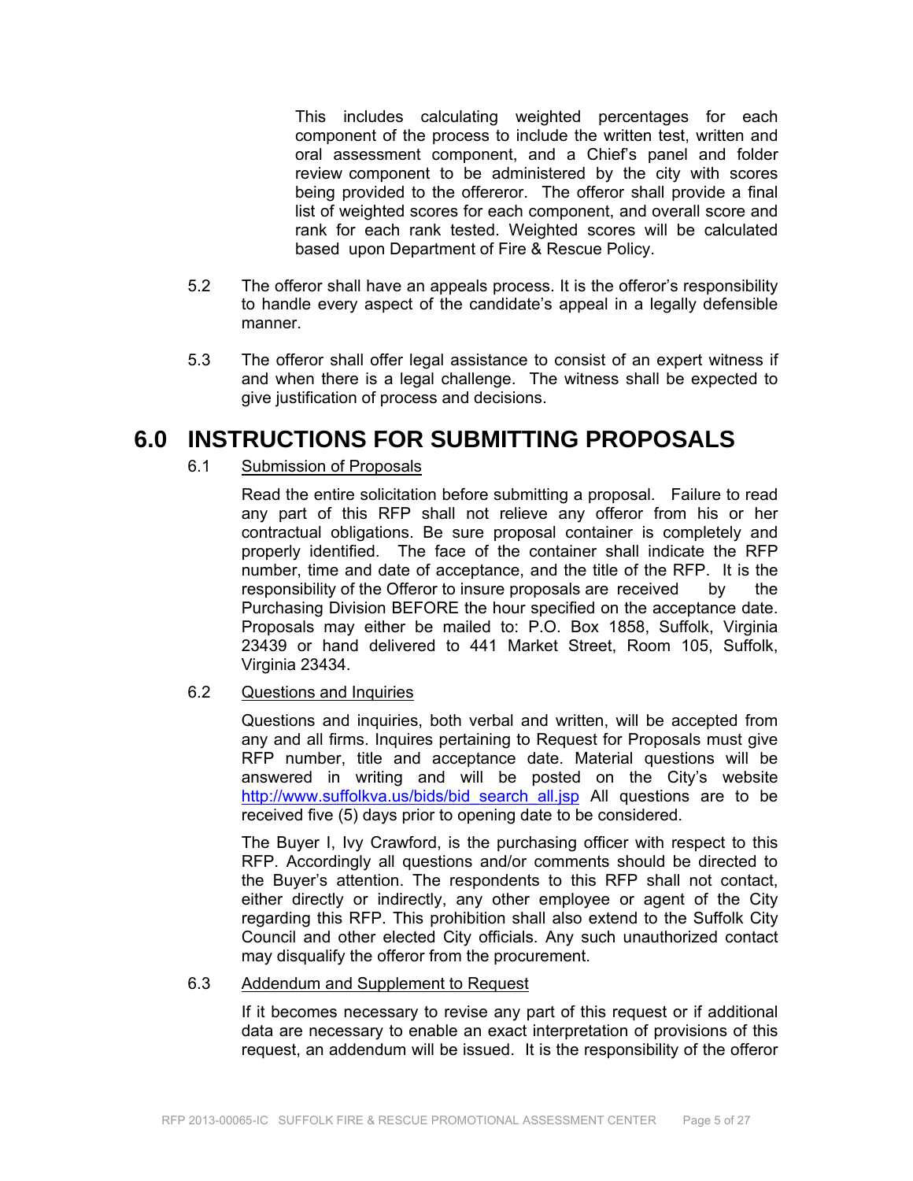This includes calculating weighted percentages for each component of the process to include the written test, written and oral assessment component, and a Chief's panel and folder review component to be administered by the city with scores being provided to the offereror. The offeror shall provide a final list of weighted scores for each component, and overall score and rank for each rank tested. Weighted scores will be calculated based upon Department of Fire & Rescue Policy.

5.2 The offeror shall have an appeals process. It is the offeror's responsibility to handle every aspect of the candidate's appeal in a legally defensible manner.

5.3 The offeror shall offer legal assistance to consist of an expert witness if and when there is a legal challenge. The witness shall be expected to give justification of process and decisions.

# 6.0 INSTRUCTIONS FOR SUBMITTING PROPOSALS

6.1 Submission of Proposals

Read the entire solicitation before submitting a proposal. Failure to read any part of this RFP shall not relieve any offeror from his or her contractual obligations. Be sure proposal container is completely and properly identified. The face of the container shall indicate the RFP number, time and date of acceptance, and the title of the RFP. It is the responsibility of the Offeror to insure proposals are received by the Purchasing Division BEFORE the hour specified on the acceptance date. Proposals may either be mailed to: P.O. Box 1858, Suffolk, Virginia 23439 or hand delivered to 441 Market Street, Room 105, Suffolk, Virginia 23434.

6.2 Questions and Inquiries

Questions and inquiries, both verbal and written, will be accepted from any and all firms. Inquires pertaining to Request for Proposals must give RFP number, title and acceptance date. Material questions will be answered in writing and will be posted on the City's website http://www.suffolkva.us/bids/bid_search_all.jsp All questions are to be received five (5) days prior to opening date to be considered.

The Buyer I, Ivy Crawford, is the purchasing officer with respect to this RFP. Accordingly all questions and/or comments should be directed to the Buyer's attention. The respondents to this RFP shall not contact, either directly or indirectly, any other employee or agent of the City regarding this RFP. This prohibition shall also extend to the Suffolk City Council and other elected City officials. Any such unauthorized contact may disqualify the offeror from the procurement.

6.3 Addendum and Supplement to Request

If it becomes necessary to revise any part of this request or if additional data are necessary to enable an exact interpretation of provisions of this request, an addendum will be issued. It is the responsibility of the offeror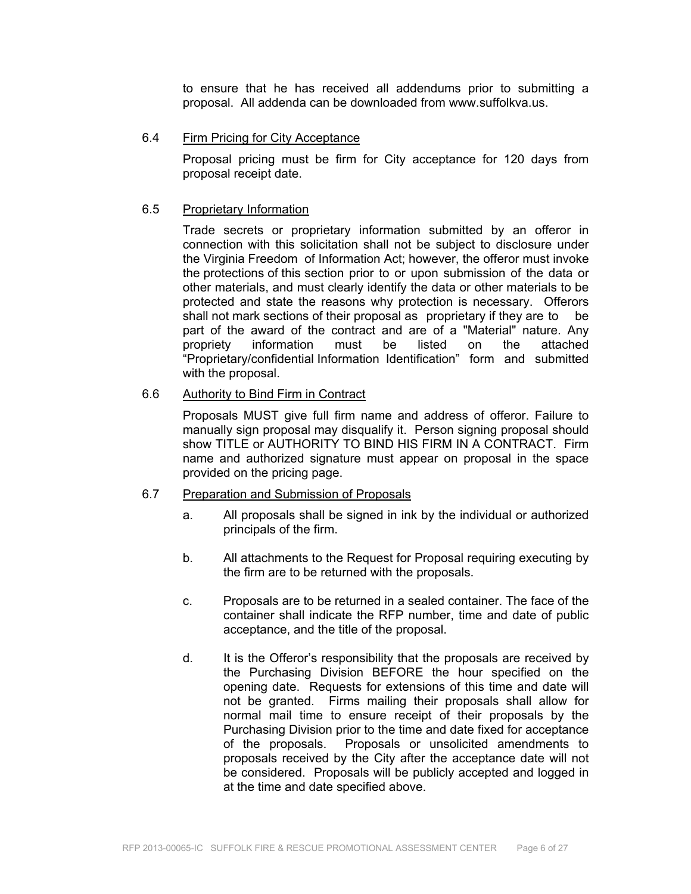to ensure that he has received all addendums prior to submitting a proposal. All addenda can be downloaded from www.suffolkva.us.

6.4 Firm Pricing for City Acceptance

Proposal pricing must be firm for City acceptance for 120 days from proposal receipt date.

6.5 Proprietary Information

Trade secrets or proprietary information submitted by an offeror in connection with this solicitation shall not be subject to disclosure under the Virginia Freedom of Information Act; however, the offeror must invoke the protections of this section prior to or upon submission of the data or other materials, and must clearly identify the data or other materials to be protected and state the reasons why protection is necessary. Offerors shall not mark sections of their proposal as proprietary if they are to be part of the award of the contract and are of a "Material" nature. Any propriety information must be listed on the attached "Proprietary/confidential Information Identification" form and submitted with the proposal.

6.6 Authority to Bind Firm in Contract

Proposals MUST give full firm name and address of offeror. Failure to manually sign proposal may disqualify it. Person signing proposal should show TITLE or AUTHORITY TO BIND HIS FIRM IN A CONTRACT. Firm name and authorized signature must appear on proposal in the space provided on the pricing page.

6.7 Preparation and Submission of Proposals

a. All proposals shall be signed in ink by the individual or authorized principals of the firm.

b. All attachments to the Request for Proposal requiring executing by the firm are to be returned with the proposals.

c. Proposals are to be returned in a sealed container. The face of the container shall indicate the RFP number, time and date of public acceptance, and the title of the proposal.

d. It is the Offeror's responsibility that the proposals are received by the Purchasing Division BEFORE the hour specified on the opening date. Requests for extensions of this time and date will not be granted. Firms mailing their proposals shall allow for normal mail time to ensure receipt of their proposals by the Purchasing Division prior to the time and date fixed for acceptance of the proposals. Proposals or unsolicited amendments to proposals received by the City after the acceptance date will not be considered. Proposals will be publicly accepted and logged in at the time and date specified above.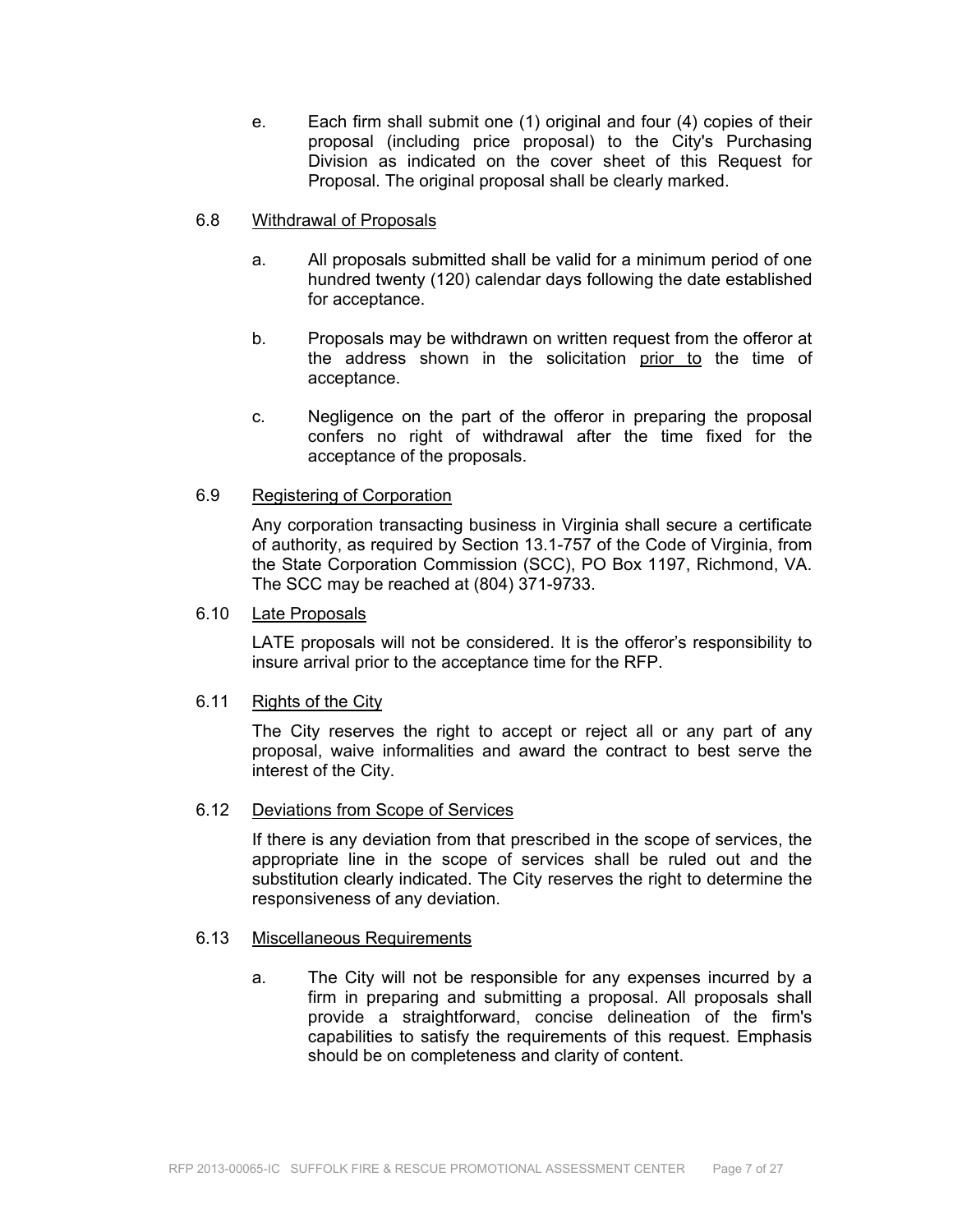e. Each firm shall submit one (1) original and four (4) copies of their proposal (including price proposal) to the City's Purchasing Division as indicated on the cover sheet of this Request for Proposal. The original proposal shall be clearly marked.

6.8 Withdrawal of Proposals

a. All proposals submitted shall be valid for a minimum period of one hundred twenty (120) calendar days following the date established for acceptance.

b. Proposals may be withdrawn on written request from the offeror at the address shown in the solicitation prior to the time of acceptance.

c. Negligence on the part of the offeror in preparing the proposal confers no right of withdrawal after the time fixed for the acceptance of the proposals.

6.9 Registering of Corporation

Any corporation transacting business in Virginia shall secure a certificate of authority, as required by Section 13.1-757 of the Code of Virginia, from the State Corporation Commission (SCC), PO Box 1197, Richmond, VA. The SCC may be reached at (804) 371-9733.

6.10 Late Proposals

LATE proposals will not be considered. It is the offeror's responsibility to insure arrival prior to the acceptance time for the RFP.

6.11 Rights of the City

The City reserves the right to accept or reject all or any part of any proposal, waive informalities and award the contract to best serve the interest of the City.

6.12 Deviations from Scope of Services

If there is any deviation from that prescribed in the scope of services, the appropriate line in the scope of services shall be ruled out and the substitution clearly indicated. The City reserves the right to determine the responsiveness of any deviation.

6.13 Miscellaneous Requirements

a. The City will not be responsible for any expenses incurred by a firm in preparing and submitting a proposal. All proposals shall provide a straightforward, concise delineation of the firm's capabilities to satisfy the requirements of this request. Emphasis should be on completeness and clarity of content.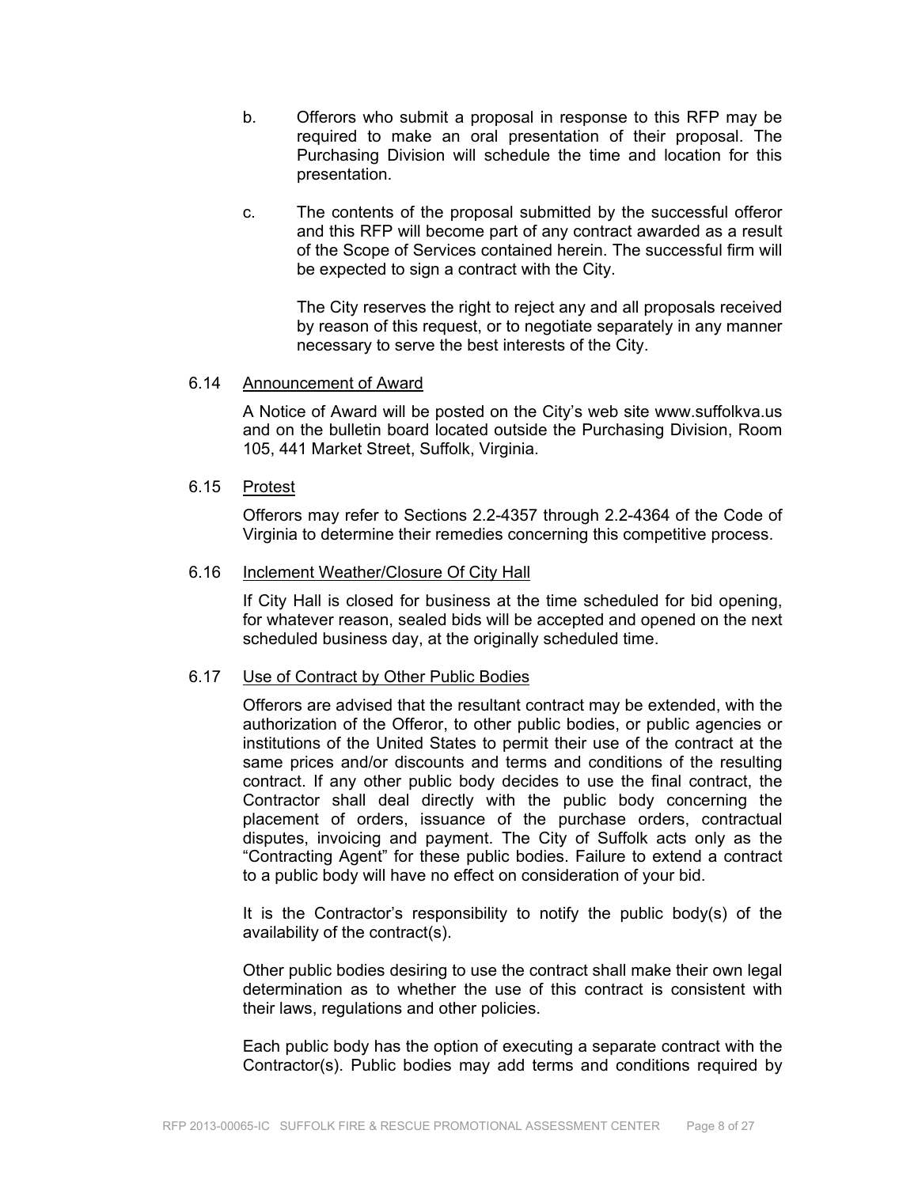b. Offerors who submit a proposal in response to this RFP may be required to make an oral presentation of their proposal. The Purchasing Division will schedule the time and location for this presentation.

c. The contents of the proposal submitted by the successful offeror and this RFP will become part of any contract awarded as a result of the Scope of Services contained herein. The successful firm will be expected to sign a contract with the City.

   The City reserves the right to reject any and all proposals received by reason of this request, or to negotiate separately in any manner necessary to serve the best interests of the City.

6.14 Announcement of Award

A Notice of Award will be posted on the City's web site www.suffolkva.us and on the bulletin board located outside the Purchasing Division, Room 105, 441 Market Street, Suffolk, Virginia.

6.15 Protest

Offerors may refer to Sections 2.2-4357 through 2.2-4364 of the Code of Virginia to determine their remedies concerning this competitive process.

6.16 Inclement Weather/Closure Of City Hall

If City Hall is closed for business at the time scheduled for bid opening, for whatever reason, sealed bids will be accepted and opened on the next scheduled business day, at the originally scheduled time.

6.17 Use of Contract by Other Public Bodies

Offerors are advised that the resultant contract may be extended, with the authorization of the Offeror, to other public bodies, or public agencies or institutions of the United States to permit their use of the contract at the same prices and/or discounts and terms and conditions of the resulting contract. If any other public body decides to use the final contract, the Contractor shall deal directly with the public body concerning the placement of orders, issuance of the purchase orders, contractual disputes, invoicing and payment. The City of Suffolk acts only as the "Contracting Agent" for these public bodies. Failure to extend a contract to a public body will have no effect on consideration of your bid.

It is the Contractor's responsibility to notify the public body(s) of the availability of the contract(s).

Other public bodies desiring to use the contract shall make their own legal determination as to whether the use of this contract is consistent with their laws, regulations and other policies.

Each public body has the option of executing a separate contract with the Contractor(s). Public bodies may add terms and conditions required by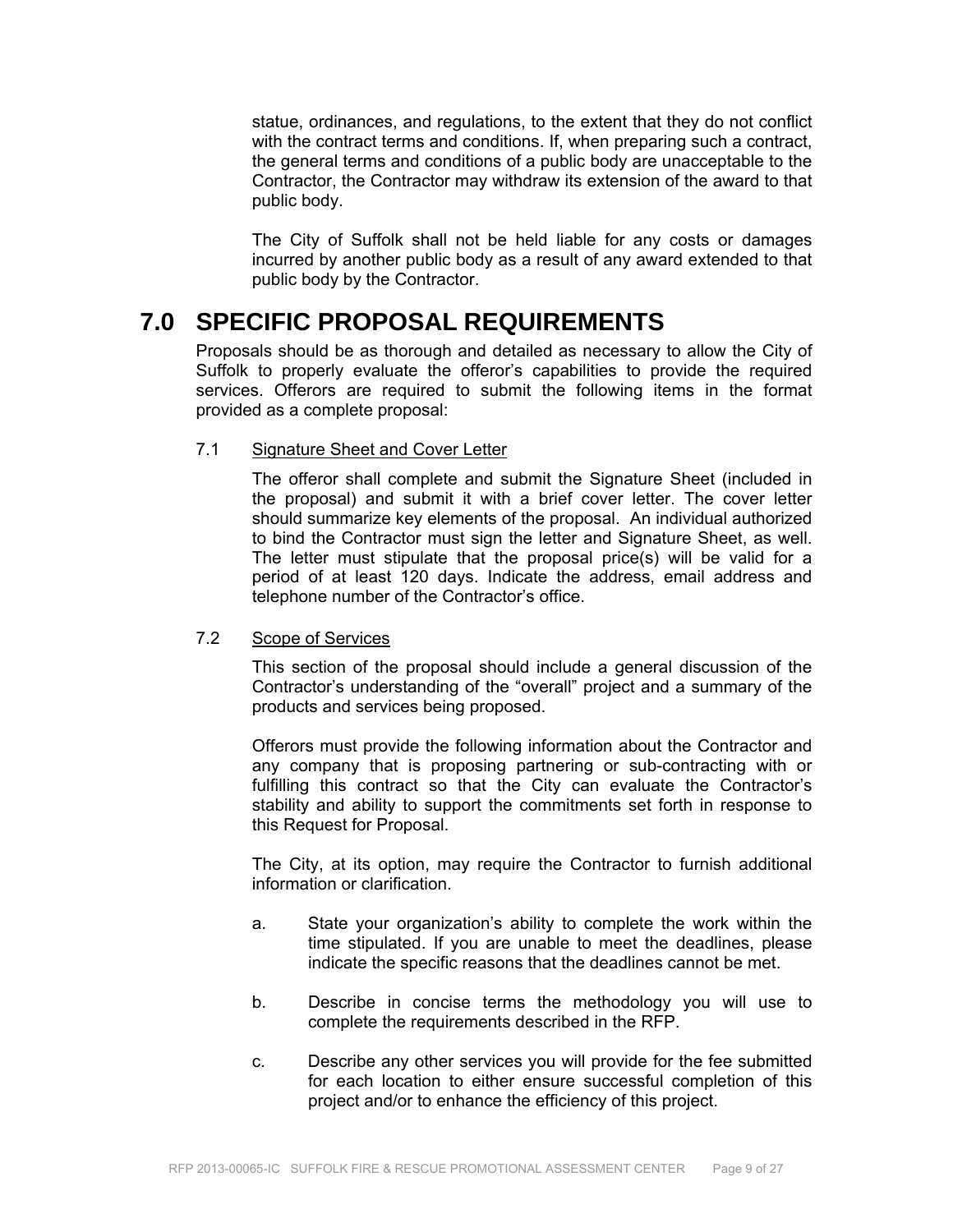statue, ordinances, and regulations, to the extent that they do not conflict with the contract terms and conditions. If, when preparing such a contract, the general terms and conditions of a public body are unacceptable to the Contractor, the Contractor may withdraw its extension of the award to that public body.

The City of Suffolk shall not be held liable for any costs or damages incurred by another public body as a result of any award extended to that public body by the Contractor.

# 7.0 SPECIFIC PROPOSAL REQUIREMENTS

Proposals should be as thorough and detailed as necessary to allow the City of Suffolk to properly evaluate the offeror's capabilities to provide the required services. Offerors are required to submit the following items in the format provided as a complete proposal:

7.1 Signature Sheet and Cover Letter

The offeror shall complete and submit the Signature Sheet (included in the proposal) and submit it with a brief cover letter. The cover letter should summarize key elements of the proposal. An individual authorized to bind the Contractor must sign the letter and Signature Sheet, as well. The letter must stipulate that the proposal price(s) will be valid for a period of at least 120 days. Indicate the address, email address and telephone number of the Contractor's office.

7.2 Scope of Services

This section of the proposal should include a general discussion of the Contractor's understanding of the "overall" project and a summary of the products and services being proposed.

Offerors must provide the following information about the Contractor and any company that is proposing partnering or sub-contracting with or fulfilling this contract so that the City can evaluate the Contractor's stability and ability to support the commitments set forth in response to this Request for Proposal.

The City, at its option, may require the Contractor to furnish additional information or clarification.

a. State your organization's ability to complete the work within the time stipulated. If you are unable to meet the deadlines, please indicate the specific reasons that the deadlines cannot be met.

b. Describe in concise terms the methodology you will use to complete the requirements described in the RFP.

c. Describe any other services you will provide for the fee submitted for each location to either ensure successful completion of this project and/or to enhance the efficiency of this project.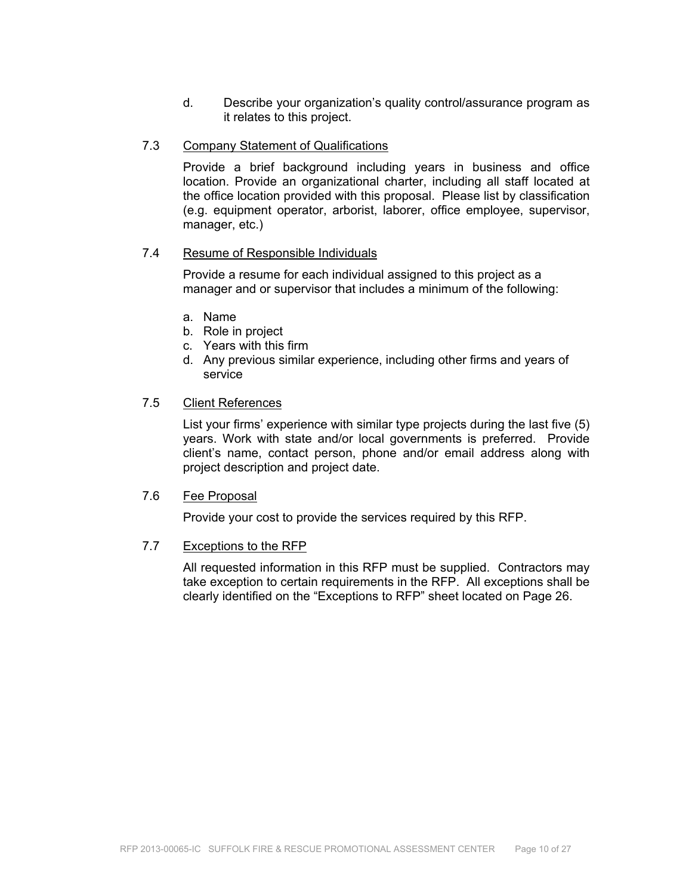d. Describe your organization's quality control/assurance program as it relates to this project.

7.3 Company Statement of Qualifications

Provide a brief background including years in business and office location. Provide an organizational charter, including all staff located at the office location provided with this proposal. Please list by classification (e.g. equipment operator, arborist, laborer, office employee, supervisor, manager, etc.)

7.4 Resume of Responsible Individuals

Provide a resume for each individual assigned to this project as a manager and or supervisor that includes a minimum of the following:

a. Name
b. Role in project
c. Years with this firm
d. Any previous similar experience, including other firms and years of service

7.5 Client References

List your firms' experience with similar type projects during the last five (5) years. Work with state and/or local governments is preferred. Provide client's name, contact person, phone and/or email address along with project description and project date.

7.6 Fee Proposal

Provide your cost to provide the services required by this RFP.

7.7 Exceptions to the RFP

All requested information in this RFP must be supplied. Contractors may take exception to certain requirements in the RFP. All exceptions shall be clearly identified on the "Exceptions to RFP" sheet located on Page 26.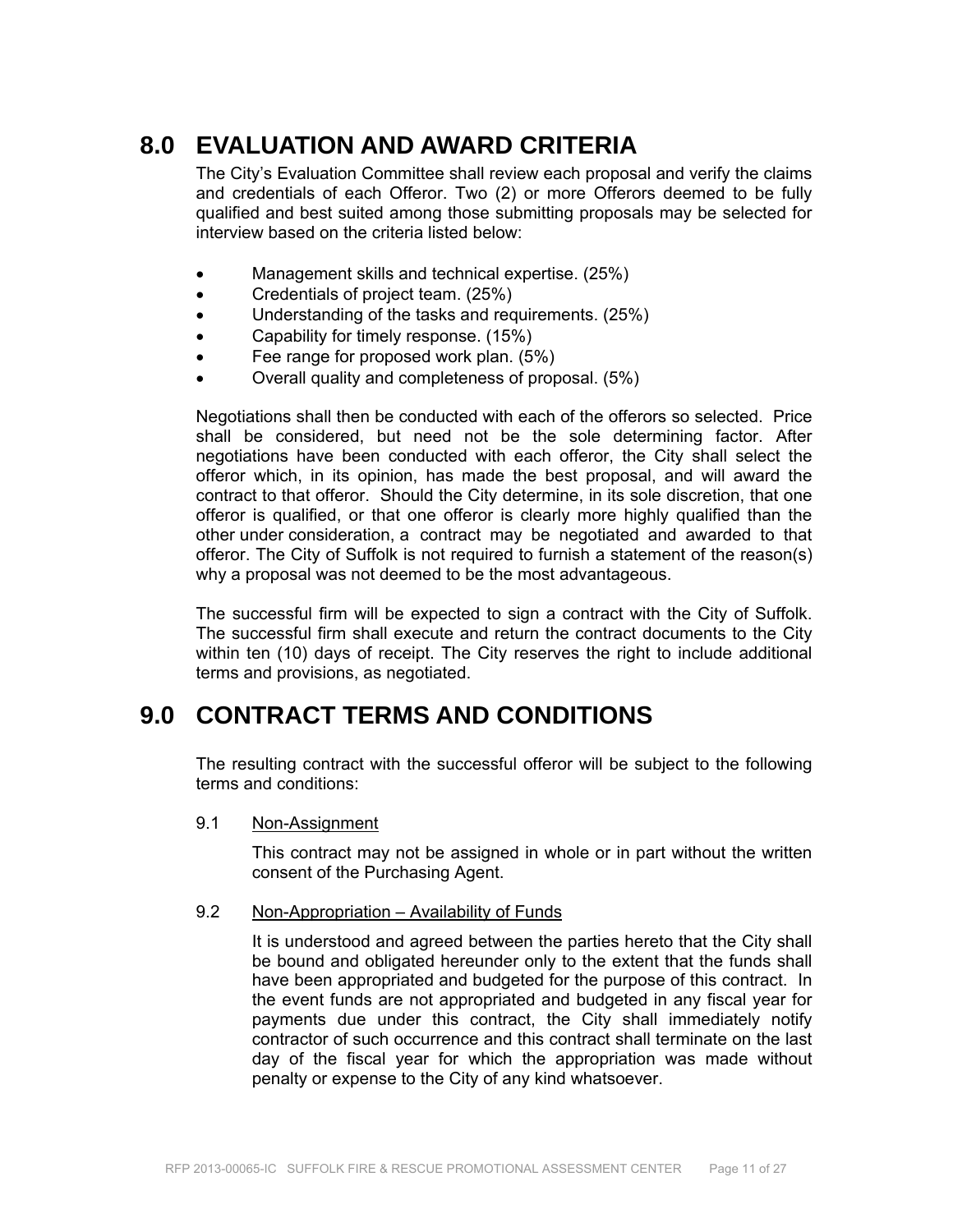## 8.0 EVALUATION AND AWARD CRITERIA

The City's Evaluation Committee shall review each proposal and verify the claims and credentials of each Offeror. Two (2) or more Offerors deemed to be fully qualified and best suited among those submitting proposals may be selected for interview based on the criteria listed below:

- Management skills and technical expertise. (25%)
- Credentials of project team. (25%)
- Understanding of the tasks and requirements. (25%)
- Capability for timely response. (15%)
- Fee range for proposed work plan. (5%)
- Overall quality and completeness of proposal. (5%)

Negotiations shall then be conducted with each of the offerors so selected. Price shall be considered, but need not be the sole determining factor. After negotiations have been conducted with each offeror, the City shall select the offeror which, in its opinion, has made the best proposal, and will award the contract to that offeror. Should the City determine, in its sole discretion, that one offeror is qualified, or that one offeror is clearly more highly qualified than the other under consideration, a contract may be negotiated and awarded to that offeror. The City of Suffolk is not required to furnish a statement of the reason(s) why a proposal was not deemed to be the most advantageous.

The successful firm will be expected to sign a contract with the City of Suffolk. The successful firm shall execute and return the contract documents to the City within ten (10) days of receipt. The City reserves the right to include additional terms and provisions, as negotiated.

## 9.0 CONTRACT TERMS AND CONDITIONS

The resulting contract with the successful offeror will be subject to the following terms and conditions:

9.1 Non-Assignment

This contract may not be assigned in whole or in part without the written consent of the Purchasing Agent.

9.2 Non-Appropriation – Availability of Funds

It is understood and agreed between the parties hereto that the City shall be bound and obligated hereunder only to the extent that the funds shall have been appropriated and budgeted for the purpose of this contract. In the event funds are not appropriated and budgeted in any fiscal year for payments due under this contract, the City shall immediately notify contractor of such occurrence and this contract shall terminate on the last day of the fiscal year for which the appropriation was made without penalty or expense to the City of any kind whatsoever.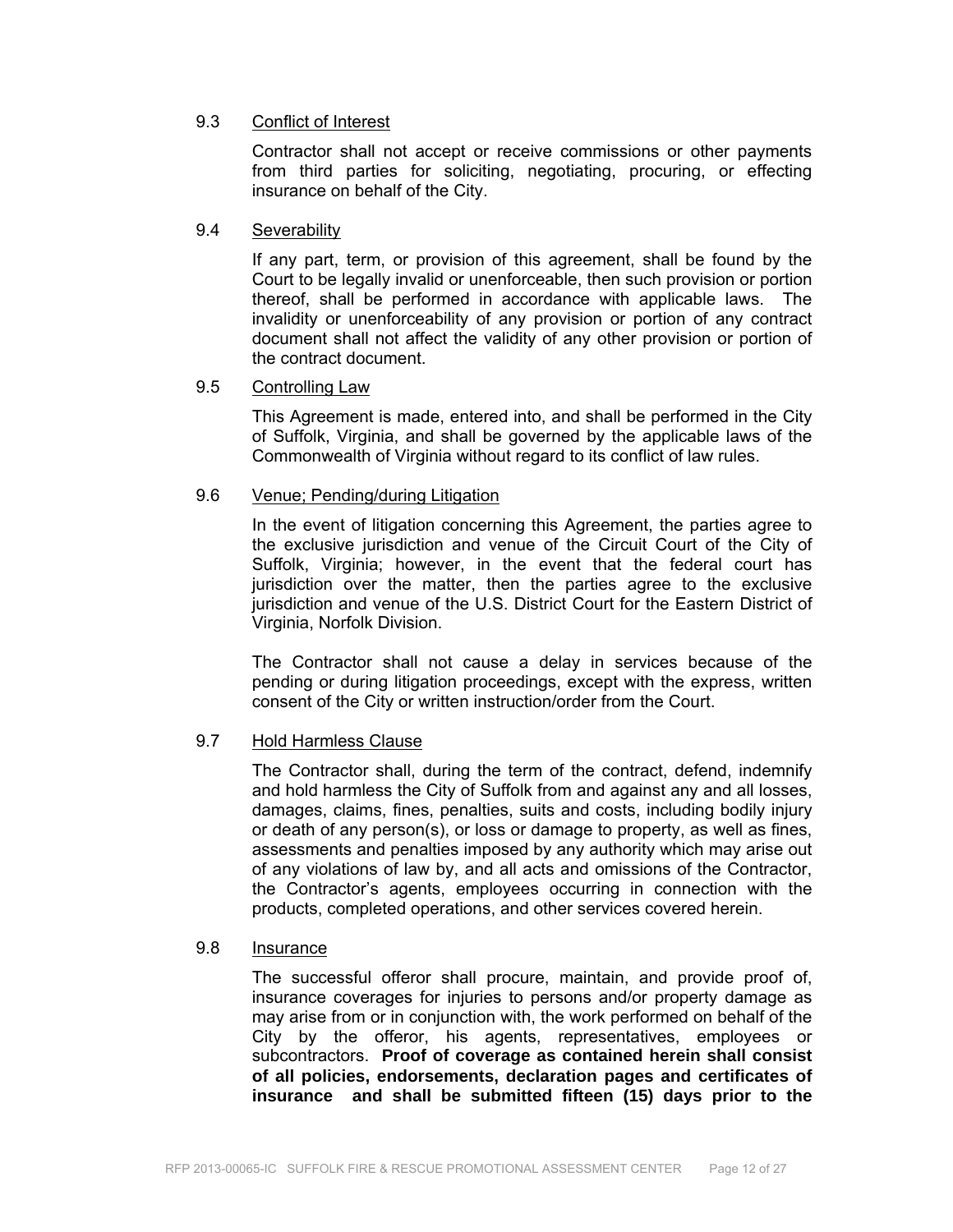9.3 Conflict of Interest

Contractor shall not accept or receive commissions or other payments from third parties for soliciting, negotiating, procuring, or effecting insurance on behalf of the City.

9.4 Severability

If any part, term, or provision of this agreement, shall be found by the Court to be legally invalid or unenforceable, then such provision or portion thereof, shall be performed in accordance with applicable laws. The invalidity or unenforceability of any provision or portion of any contract document shall not affect the validity of any other provision or portion of the contract document.

9.5 Controlling Law

This Agreement is made, entered into, and shall be performed in the City of Suffolk, Virginia, and shall be governed by the applicable laws of the Commonwealth of Virginia without regard to its conflict of law rules.

9.6 Venue; Pending/during Litigation

In the event of litigation concerning this Agreement, the parties agree to the exclusive jurisdiction and venue of the Circuit Court of the City of Suffolk, Virginia; however, in the event that the federal court has jurisdiction over the matter, then the parties agree to the exclusive jurisdiction and venue of the U.S. District Court for the Eastern District of Virginia, Norfolk Division.

The Contractor shall not cause a delay in services because of the pending or during litigation proceedings, except with the express, written consent of the City or written instruction/order from the Court.

9.7 Hold Harmless Clause

The Contractor shall, during the term of the contract, defend, indemnify and hold harmless the City of Suffolk from and against any and all losses, damages, claims, fines, penalties, suits and costs, including bodily injury or death of any person(s), or loss or damage to property, as well as fines, assessments and penalties imposed by any authority which may arise out of any violations of law by, and all acts and omissions of the Contractor, the Contractor's agents, employees occurring in connection with the products, completed operations, and other services covered herein.

9.8 Insurance

The successful offeror shall procure, maintain, and provide proof of, insurance coverages for injuries to persons and/or property damage as may arise from or in conjunction with, the work performed on behalf of the City by the offeror, his agents, representatives, employees or subcontractors. **Proof of coverage as contained herein shall consist of all policies, endorsements, declaration pages and certificates of insurance and shall be submitted fifteen (15) days prior to the**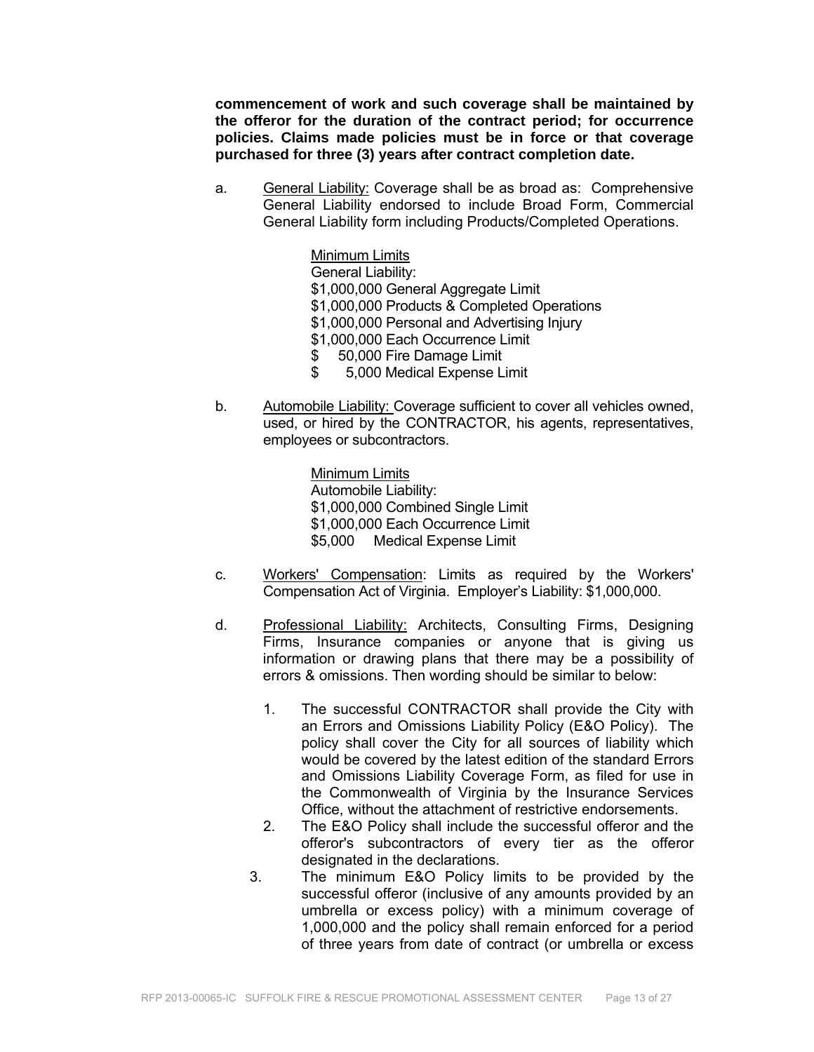**commencement of work and such coverage shall be maintained by the offeror for the duration of the contract period; for occurrence policies. Claims made policies must be in force or that coverage purchased for three (3) years after contract completion date.**

a. General Liability: Coverage shall be as broad as: Comprehensive General Liability endorsed to include Broad Form, Commercial General Liability form including Products/Completed Operations.

   Minimum Limits
   General Liability:
   $1,000,000 General Aggregate Limit
   $1,000,000 Products & Completed Operations
   $1,000,000 Personal and Advertising Injury
   $1,000,000 Each Occurrence Limit
   $ 50,000 Fire Damage Limit
   $ 5,000 Medical Expense Limit

b. Automobile Liability: Coverage sufficient to cover all vehicles owned, used, or hired by the CONTRACTOR, his agents, representatives, employees or subcontractors.

   Minimum Limits
   Automobile Liability:
   $1,000,000 Combined Single Limit
   $1,000,000 Each Occurrence Limit
   $5,000 Medical Expense Limit

c. Workers' Compensation: Limits as required by the Workers' Compensation Act of Virginia. Employer's Liability: $1,000,000.

d. Professional Liability: Architects, Consulting Firms, Designing Firms, Insurance companies or anyone that is giving us information or drawing plans that there may be a possibility of errors & omissions. Then wording should be similar to below:

   1. The successful CONTRACTOR shall provide the City with an Errors and Omissions Liability Policy (E&O Policy). The policy shall cover the City for all sources of liability which would be covered by the latest edition of the standard Errors and Omissions Liability Coverage Form, as filed for use in the Commonwealth of Virginia by the Insurance Services Office, without the attachment of restrictive endorsements.
   2. The E&O Policy shall include the successful offeror and the offeror's subcontractors of every tier as the offeror designated in the declarations.
   3. The minimum E&O Policy limits to be provided by the successful offeror (inclusive of any amounts provided by an umbrella or excess policy) with a minimum coverage of 1,000,000 and the policy shall remain enforced for a period of three years from date of contract (or umbrella or excess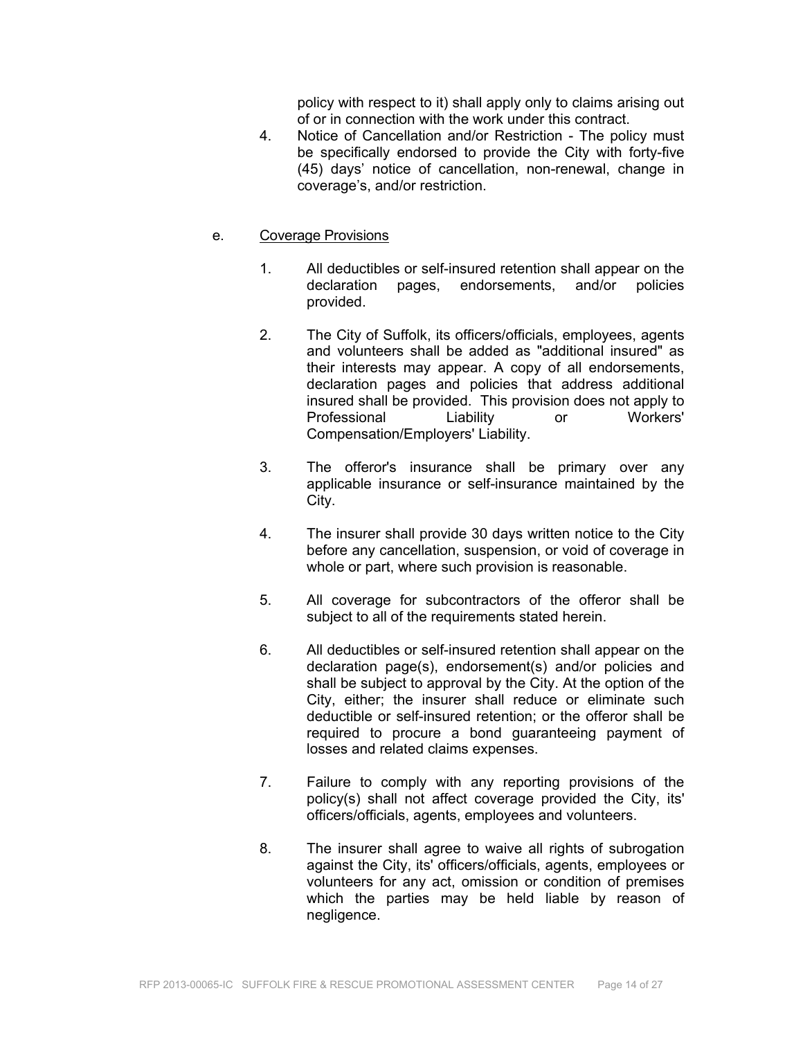policy with respect to it) shall apply only to claims arising out of or in connection with the work under this contract.

4. Notice of Cancellation and/or Restriction - The policy must be specifically endorsed to provide the City with forty-five (45) days' notice of cancellation, non-renewal, change in coverage's, and/or restriction.

e. <u>Coverage Provisions</u>

   1. All deductibles or self-insured retention shall appear on the declaration pages, endorsements, and/or policies provided.

   2. The City of Suffolk, its officers/officials, employees, agents and volunteers shall be added as "additional insured" as their interests may appear. A copy of all endorsements, declaration pages and policies that address additional insured shall be provided. This provision does not apply to Professional Liability or Workers' Compensation/Employers' Liability.

   3. The offeror's insurance shall be primary over any applicable insurance or self-insurance maintained by the City.

   4. The insurer shall provide 30 days written notice to the City before any cancellation, suspension, or void of coverage in whole or part, where such provision is reasonable.

   5. All coverage for subcontractors of the offeror shall be subject to all of the requirements stated herein.

   6. All deductibles or self-insured retention shall appear on the declaration page(s), endorsement(s) and/or policies and shall be subject to approval by the City. At the option of the City, either; the insurer shall reduce or eliminate such deductible or self-insured retention; or the offeror shall be required to procure a bond guaranteeing payment of losses and related claims expenses.

   7. Failure to comply with any reporting provisions of the policy(s) shall not affect coverage provided the City, its' officers/officials, agents, employees and volunteers.

   8. The insurer shall agree to waive all rights of subrogation against the City, its' officers/officials, agents, employees or volunteers for any act, omission or condition of premises which the parties may be held liable by reason of negligence.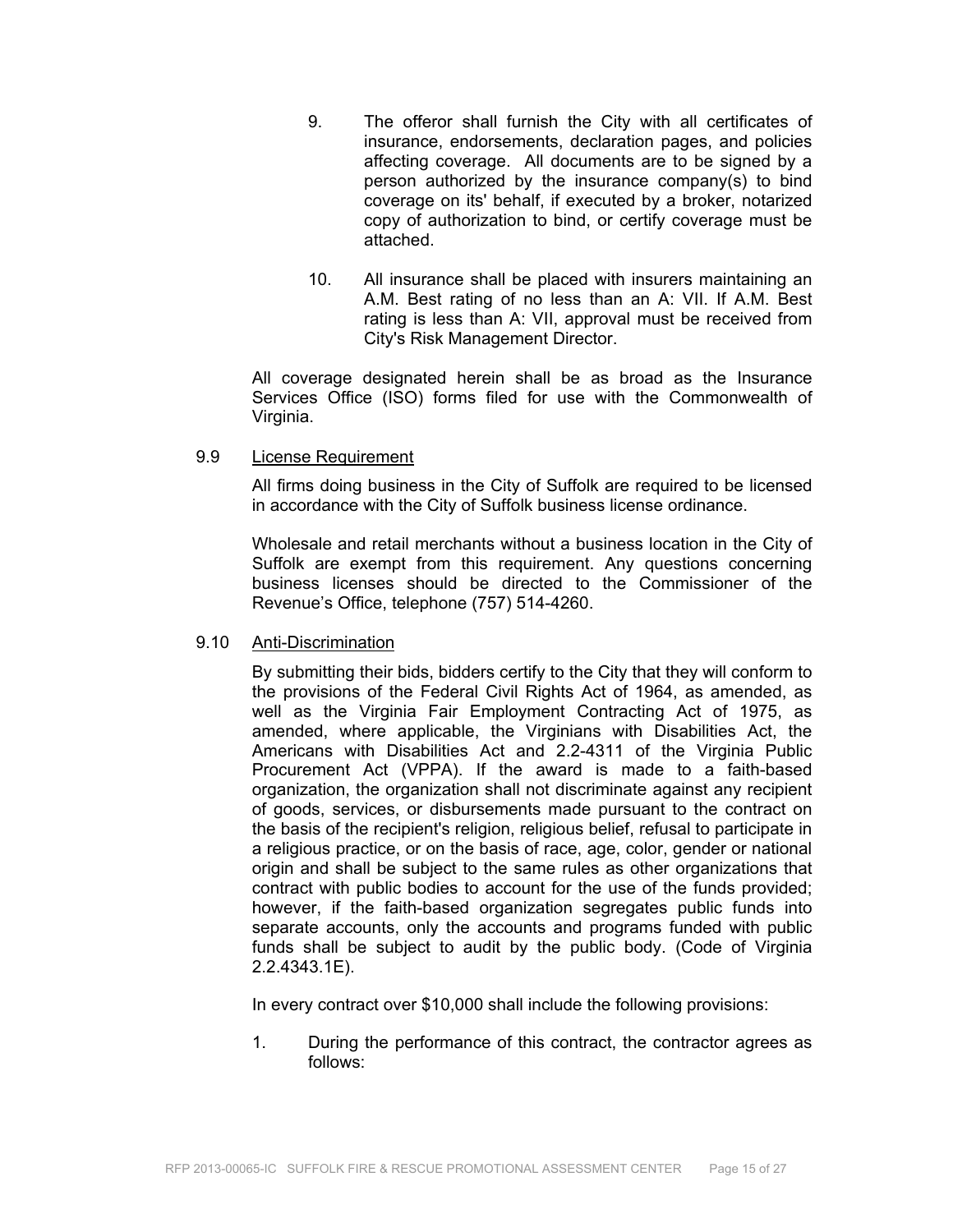9. The offeror shall furnish the City with all certificates of insurance, endorsements, declaration pages, and policies affecting coverage. All documents are to be signed by a person authorized by the insurance company(s) to bind coverage on its' behalf, if executed by a broker, notarized copy of authorization to bind, or certify coverage must be attached.

10. All insurance shall be placed with insurers maintaining an A.M. Best rating of no less than an A: VII. If A.M. Best rating is less than A: VII, approval must be received from City's Risk Management Director.

All coverage designated herein shall be as broad as the Insurance Services Office (ISO) forms filed for use with the Commonwealth of Virginia.

9.9 License Requirement

All firms doing business in the City of Suffolk are required to be licensed in accordance with the City of Suffolk business license ordinance.

Wholesale and retail merchants without a business location in the City of Suffolk are exempt from this requirement. Any questions concerning business licenses should be directed to the Commissioner of the Revenue's Office, telephone (757) 514-4260.

9.10 Anti-Discrimination

By submitting their bids, bidders certify to the City that they will conform to the provisions of the Federal Civil Rights Act of 1964, as amended, as well as the Virginia Fair Employment Contracting Act of 1975, as amended, where applicable, the Virginians with Disabilities Act, the Americans with Disabilities Act and 2.2-4311 of the Virginia Public Procurement Act (VPPA). If the award is made to a faith-based organization, the organization shall not discriminate against any recipient of goods, services, or disbursements made pursuant to the contract on the basis of the recipient's religion, religious belief, refusal to participate in a religious practice, or on the basis of race, age, color, gender or national origin and shall be subject to the same rules as other organizations that contract with public bodies to account for the use of the funds provided; however, if the faith-based organization segregates public funds into separate accounts, only the accounts and programs funded with public funds shall be subject to audit by the public body. (Code of Virginia 2.2.4343.1E).

In every contract over $10,000 shall include the following provisions:

1. During the performance of this contract, the contractor agrees as follows: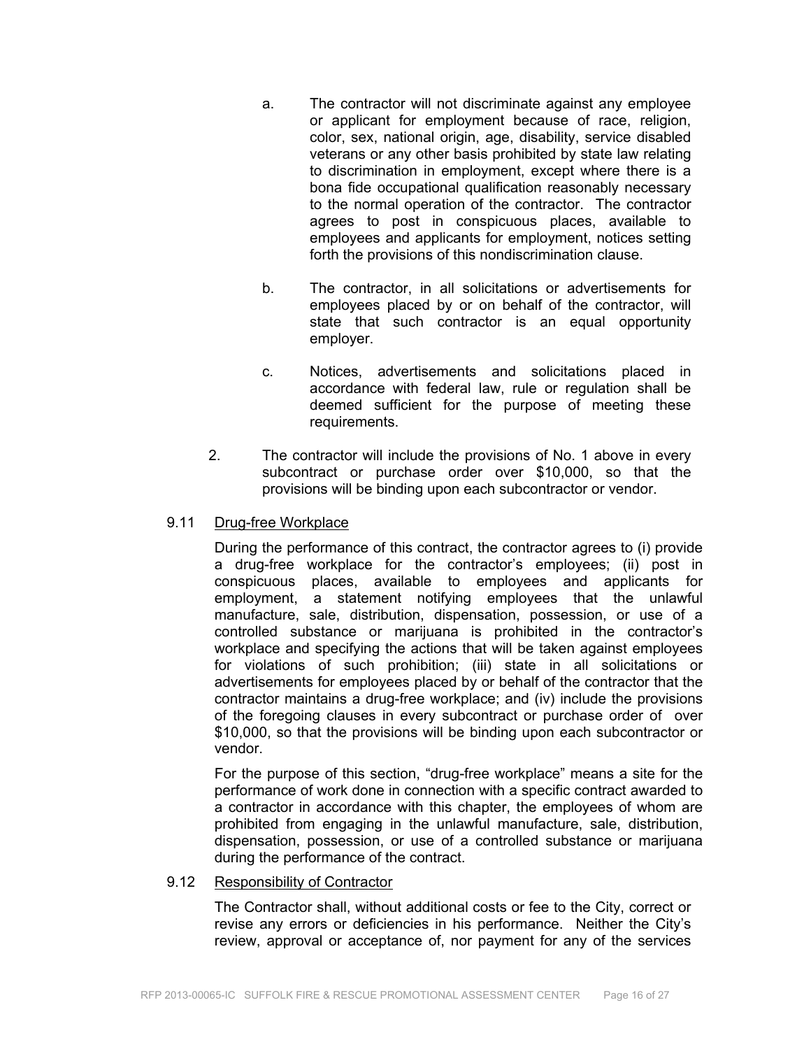a. The contractor will not discriminate against any employee or applicant for employment because of race, religion, color, sex, national origin, age, disability, service disabled veterans or any other basis prohibited by state law relating to discrimination in employment, except where there is a bona fide occupational qualification reasonably necessary to the normal operation of the contractor. The contractor agrees to post in conspicuous places, available to employees and applicants for employment, notices setting forth the provisions of this nondiscrimination clause.

b. The contractor, in all solicitations or advertisements for employees placed by or on behalf of the contractor, will state that such contractor is an equal opportunity employer.

c. Notices, advertisements and solicitations placed in accordance with federal law, rule or regulation shall be deemed sufficient for the purpose of meeting these requirements.

2. The contractor will include the provisions of No. 1 above in every subcontract or purchase order over $10,000, so that the provisions will be binding upon each subcontractor or vendor.

9.11 Drug-free Workplace

During the performance of this contract, the contractor agrees to (i) provide a drug-free workplace for the contractor's employees; (ii) post in conspicuous places, available to employees and applicants for employment, a statement notifying employees that the unlawful manufacture, sale, distribution, dispensation, possession, or use of a controlled substance or marijuana is prohibited in the contractor's workplace and specifying the actions that will be taken against employees for violations of such prohibition; (iii) state in all solicitations or advertisements for employees placed by or behalf of the contractor that the contractor maintains a drug-free workplace; and (iv) include the provisions of the foregoing clauses in every subcontract or purchase order of over $10,000, so that the provisions will be binding upon each subcontractor or vendor.

For the purpose of this section, "drug-free workplace" means a site for the performance of work done in connection with a specific contract awarded to a contractor in accordance with this chapter, the employees of whom are prohibited from engaging in the unlawful manufacture, sale, distribution, dispensation, possession, or use of a controlled substance or marijuana during the performance of the contract.

9.12 Responsibility of Contractor

The Contractor shall, without additional costs or fee to the City, correct or revise any errors or deficiencies in his performance. Neither the City's review, approval or acceptance of, nor payment for any of the services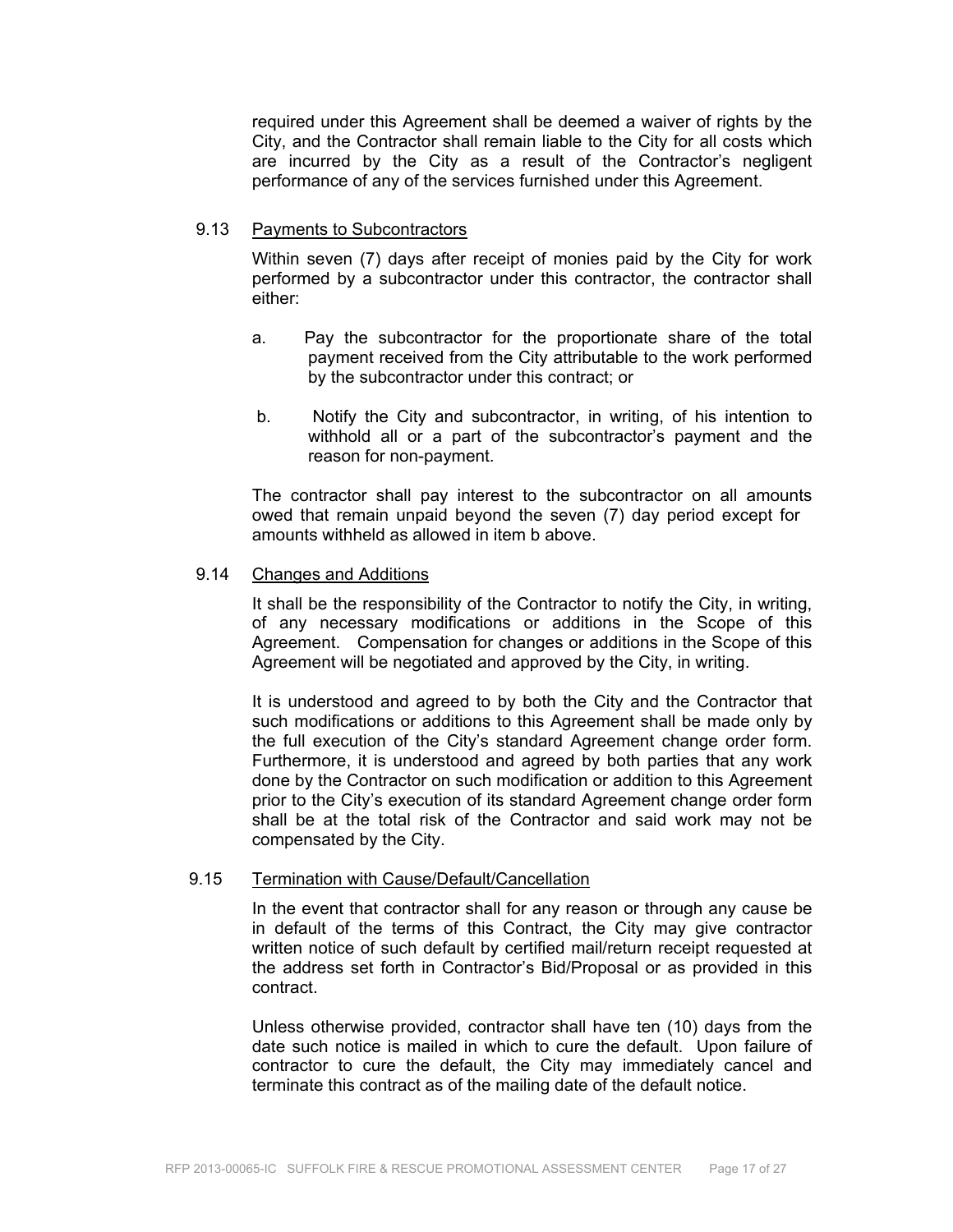required under this Agreement shall be deemed a waiver of rights by the City, and the Contractor shall remain liable to the City for all costs which are incurred by the City as a result of the Contractor's negligent performance of any of the services furnished under this Agreement.

### 9.13 Payments to Subcontractors

Within seven (7) days after receipt of monies paid by the City for work performed by a subcontractor under this contractor, the contractor shall either:

a. Pay the subcontractor for the proportionate share of the total payment received from the City attributable to the work performed by the subcontractor under this contract; or

b. Notify the City and subcontractor, in writing, of his intention to withhold all or a part of the subcontractor's payment and the reason for non-payment.

The contractor shall pay interest to the subcontractor on all amounts owed that remain unpaid beyond the seven (7) day period except for amounts withheld as allowed in item b above.

### 9.14 Changes and Additions

It shall be the responsibility of the Contractor to notify the City, in writing, of any necessary modifications or additions in the Scope of this Agreement. Compensation for changes or additions in the Scope of this Agreement will be negotiated and approved by the City, in writing.

It is understood and agreed to by both the City and the Contractor that such modifications or additions to this Agreement shall be made only by the full execution of the City's standard Agreement change order form. Furthermore, it is understood and agreed by both parties that any work done by the Contractor on such modification or addition to this Agreement prior to the City's execution of its standard Agreement change order form shall be at the total risk of the Contractor and said work may not be compensated by the City.

### 9.15 Termination with Cause/Default/Cancellation

In the event that contractor shall for any reason or through any cause be in default of the terms of this Contract, the City may give contractor written notice of such default by certified mail/return receipt requested at the address set forth in Contractor's Bid/Proposal or as provided in this contract.

Unless otherwise provided, contractor shall have ten (10) days from the date such notice is mailed in which to cure the default. Upon failure of contractor to cure the default, the City may immediately cancel and terminate this contract as of the mailing date of the default notice.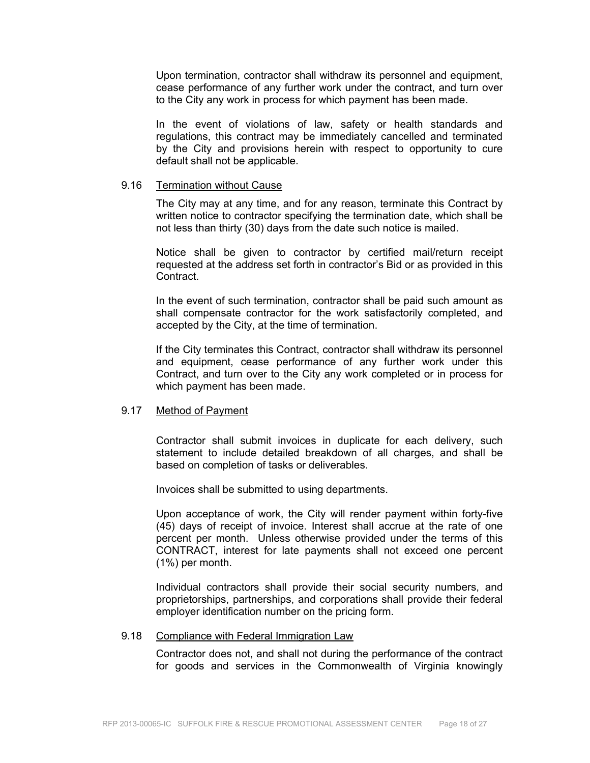Upon termination, contractor shall withdraw its personnel and equipment, cease performance of any further work under the contract, and turn over to the City any work in process for which payment has been made.

In the event of violations of law, safety or health standards and regulations, this contract may be immediately cancelled and terminated by the City and provisions herein with respect to opportunity to cure default shall not be applicable.

### 9.16 Termination without Cause

The City may at any time, and for any reason, terminate this Contract by written notice to contractor specifying the termination date, which shall be not less than thirty (30) days from the date such notice is mailed.

Notice shall be given to contractor by certified mail/return receipt requested at the address set forth in contractor's Bid or as provided in this Contract.

In the event of such termination, contractor shall be paid such amount as shall compensate contractor for the work satisfactorily completed, and accepted by the City, at the time of termination.

If the City terminates this Contract, contractor shall withdraw its personnel and equipment, cease performance of any further work under this Contract, and turn over to the City any work completed or in process for which payment has been made.

### 9.17 Method of Payment

Contractor shall submit invoices in duplicate for each delivery, such statement to include detailed breakdown of all charges, and shall be based on completion of tasks or deliverables.

Invoices shall be submitted to using departments.

Upon acceptance of work, the City will render payment within forty-five (45) days of receipt of invoice. Interest shall accrue at the rate of one percent per month. Unless otherwise provided under the terms of this CONTRACT, interest for late payments shall not exceed one percent (1%) per month.

Individual contractors shall provide their social security numbers, and proprietorships, partnerships, and corporations shall provide their federal employer identification number on the pricing form.

### 9.18 Compliance with Federal Immigration Law

Contractor does not, and shall not during the performance of the contract for goods and services in the Commonwealth of Virginia knowingly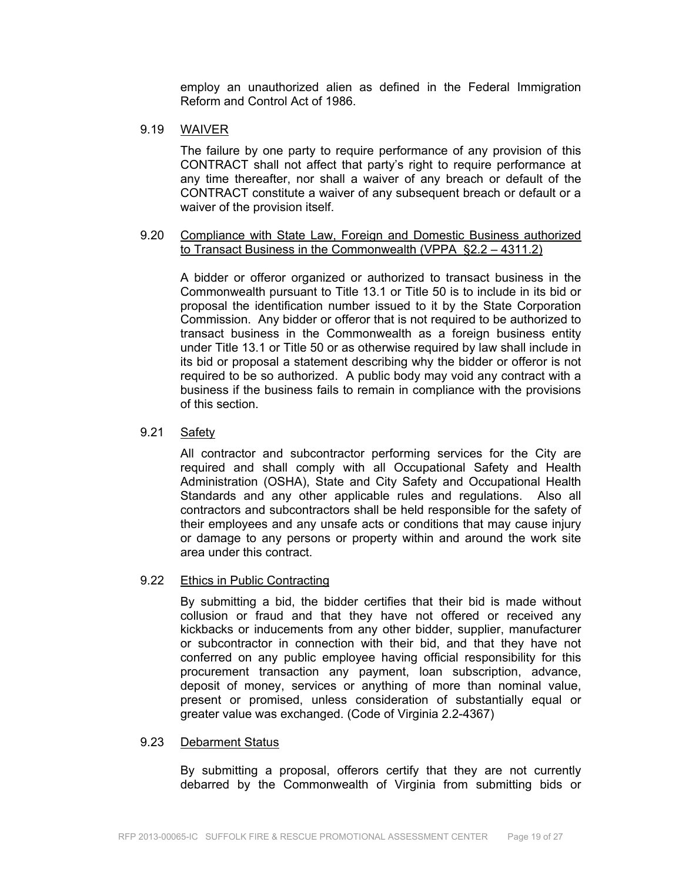employ an unauthorized alien as defined in the Federal Immigration Reform and Control Act of 1986.

### 9.19 WAIVER

The failure by one party to require performance of any provision of this CONTRACT shall not affect that party's right to require performance at any time thereafter, nor shall a waiver of any breach or default of the CONTRACT constitute a waiver of any subsequent breach or default or a waiver of the provision itself.

### 9.20 Compliance with State Law, Foreign and Domestic Business authorized to Transact Business in the Commonwealth (VPPA §2.2 – 4311.2)

A bidder or offeror organized or authorized to transact business in the Commonwealth pursuant to Title 13.1 or Title 50 is to include in its bid or proposal the identification number issued to it by the State Corporation Commission. Any bidder or offeror that is not required to be authorized to transact business in the Commonwealth as a foreign business entity under Title 13.1 or Title 50 or as otherwise required by law shall include in its bid or proposal a statement describing why the bidder or offeror is not required to be so authorized. A public body may void any contract with a business if the business fails to remain in compliance with the provisions of this section.

### 9.21 Safety

All contractor and subcontractor performing services for the City are required and shall comply with all Occupational Safety and Health Administration (OSHA), State and City Safety and Occupational Health Standards and any other applicable rules and regulations. Also all contractors and subcontractors shall be held responsible for the safety of their employees and any unsafe acts or conditions that may cause injury or damage to any persons or property within and around the work site area under this contract.

### 9.22 Ethics in Public Contracting

By submitting a bid, the bidder certifies that their bid is made without collusion or fraud and that they have not offered or received any kickbacks or inducements from any other bidder, supplier, manufacturer or subcontractor in connection with their bid, and that they have not conferred on any public employee having official responsibility for this procurement transaction any payment, loan subscription, advance, deposit of money, services or anything of more than nominal value, present or promised, unless consideration of substantially equal or greater value was exchanged. (Code of Virginia 2.2-4367)

### 9.23 Debarment Status

By submitting a proposal, offerors certify that they are not currently debarred by the Commonwealth of Virginia from submitting bids or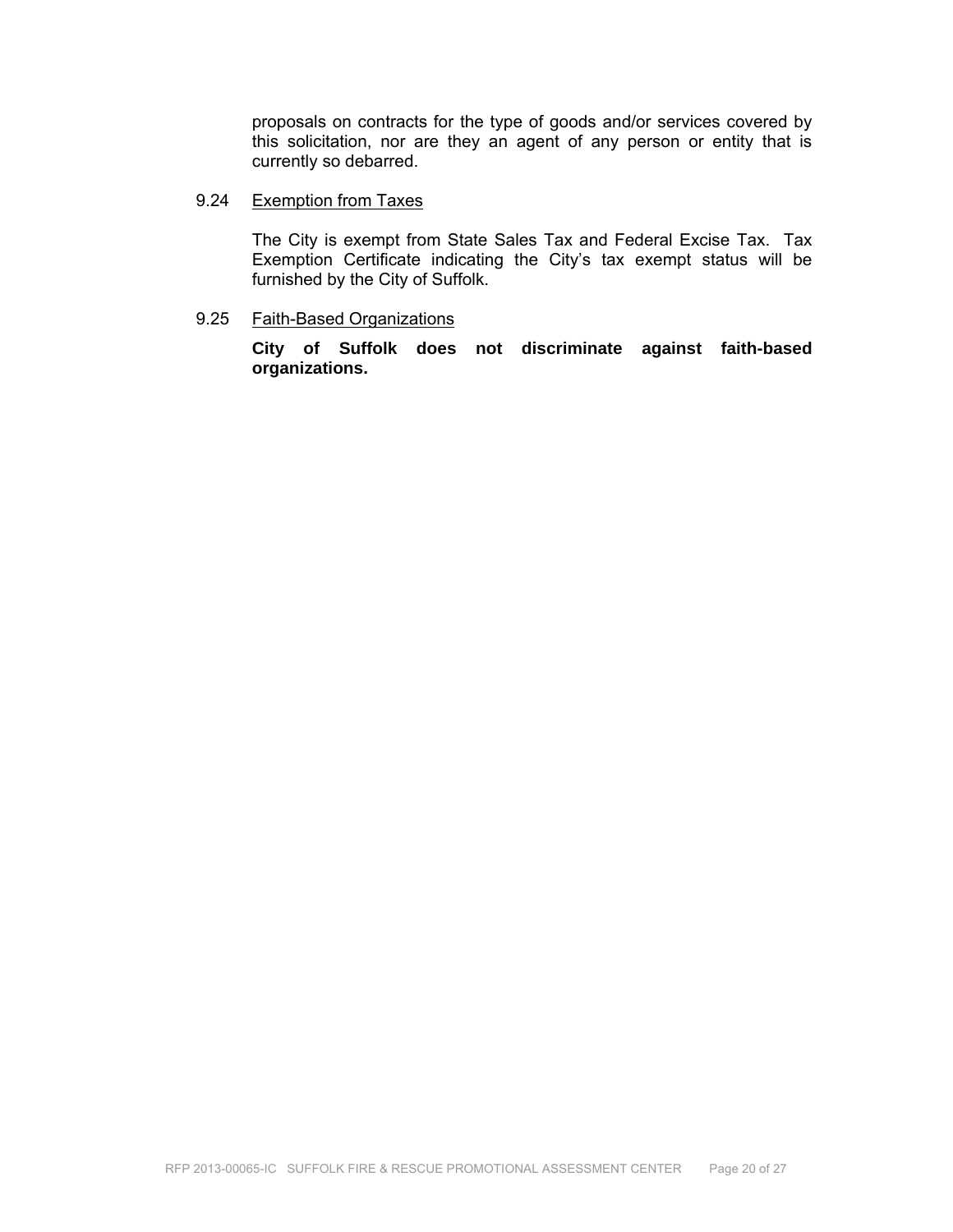proposals on contracts for the type of goods and/or services covered by this solicitation, nor are they an agent of any person or entity that is currently so debarred.

9.24 Exemption from Taxes

The City is exempt from State Sales Tax and Federal Excise Tax. Tax Exemption Certificate indicating the City's tax exempt status will be furnished by the City of Suffolk.

9.25 Faith-Based Organizations

**City of Suffolk does not discriminate against faith-based organizations.**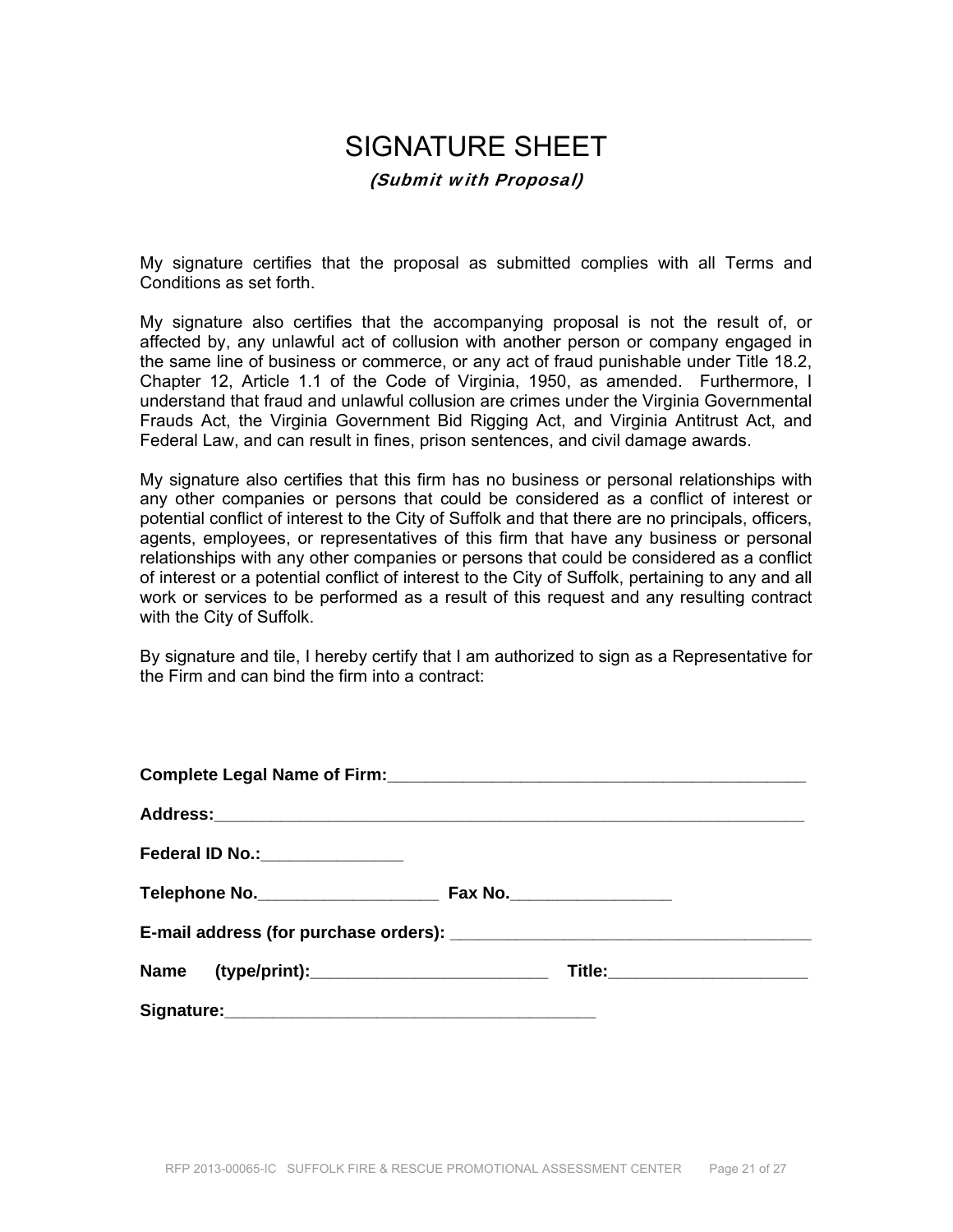# SIGNATURE SHEET

***(Submit with Proposal)***

My signature certifies that the proposal as submitted complies with all Terms and Conditions as set forth.

My signature also certifies that the accompanying proposal is not the result of, or affected by, any unlawful act of collusion with another person or company engaged in the same line of business or commerce, or any act of fraud punishable under Title 18.2, Chapter 12, Article 1.1 of the Code of Virginia, 1950, as amended. Furthermore, I understand that fraud and unlawful collusion are crimes under the Virginia Governmental Frauds Act, the Virginia Government Bid Rigging Act, and Virginia Antitrust Act, and Federal Law, and can result in fines, prison sentences, and civil damage awards.

My signature also certifies that this firm has no business or personal relationships with any other companies or persons that could be considered as a conflict of interest or potential conflict of interest to the City of Suffolk and that there are no principals, officers, agents, employees, or representatives of this firm that have any business or personal relationships with any other companies or persons that could be considered as a conflict of interest or a potential conflict of interest to the City of Suffolk, pertaining to any and all work or services to be performed as a result of this request and any resulting contract with the City of Suffolk.

By signature and tile, I hereby certify that I am authorized to sign as a Representative for the Firm and can bind the firm into a contract:

**Complete Legal Name of Firm:**______________________________________________

**Address:**_________________________________________________________________

**Federal ID No.:**_______________

**Telephone No.**___________________ **Fax No.**_________________

**E-mail address (for purchase orders):** ______________________________________

**Name (type/print):**_________________________ **Title:**_____________________

**Signature:**_________________________________________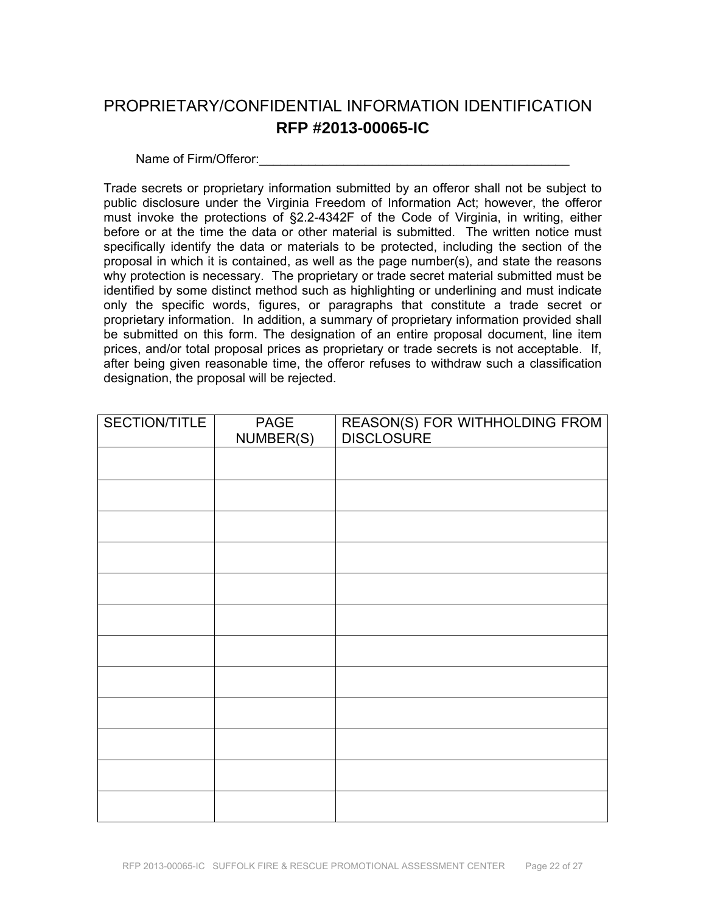# PROPRIETARY/CONFIDENTIAL INFORMATION IDENTIFICATION

## RFP #2013-00065-IC

Name of Firm/Offeror:_____________________________________________

Trade secrets or proprietary information submitted by an offeror shall not be subject to public disclosure under the Virginia Freedom of Information Act; however, the offeror must invoke the protections of §2.2-4342F of the Code of Virginia, in writing, either before or at the time the data or other material is submitted. The written notice must specifically identify the data or materials to be protected, including the section of the proposal in which it is contained, as well as the page number(s), and state the reasons why protection is necessary. The proprietary or trade secret material submitted must be identified by some distinct method such as highlighting or underlining and must indicate only the specific words, figures, or paragraphs that constitute a trade secret or proprietary information. In addition, a summary of proprietary information provided shall be submitted on this form. The designation of an entire proposal document, line item prices, and/or total proposal prices as proprietary or trade secrets is not acceptable. If, after being given reasonable time, the offeror refuses to withdraw such a classification designation, the proposal will be rejected.

| SECTION/TITLE | PAGE NUMBER(S) | REASON(S) FOR WITHHOLDING FROM DISCLOSURE |
|---|---|---|
| | | |
| | | |
| | | |
| | | |
| | | |
| | | |
| | | |
| | | |
| | | |
| | | |
| | | |
| | | |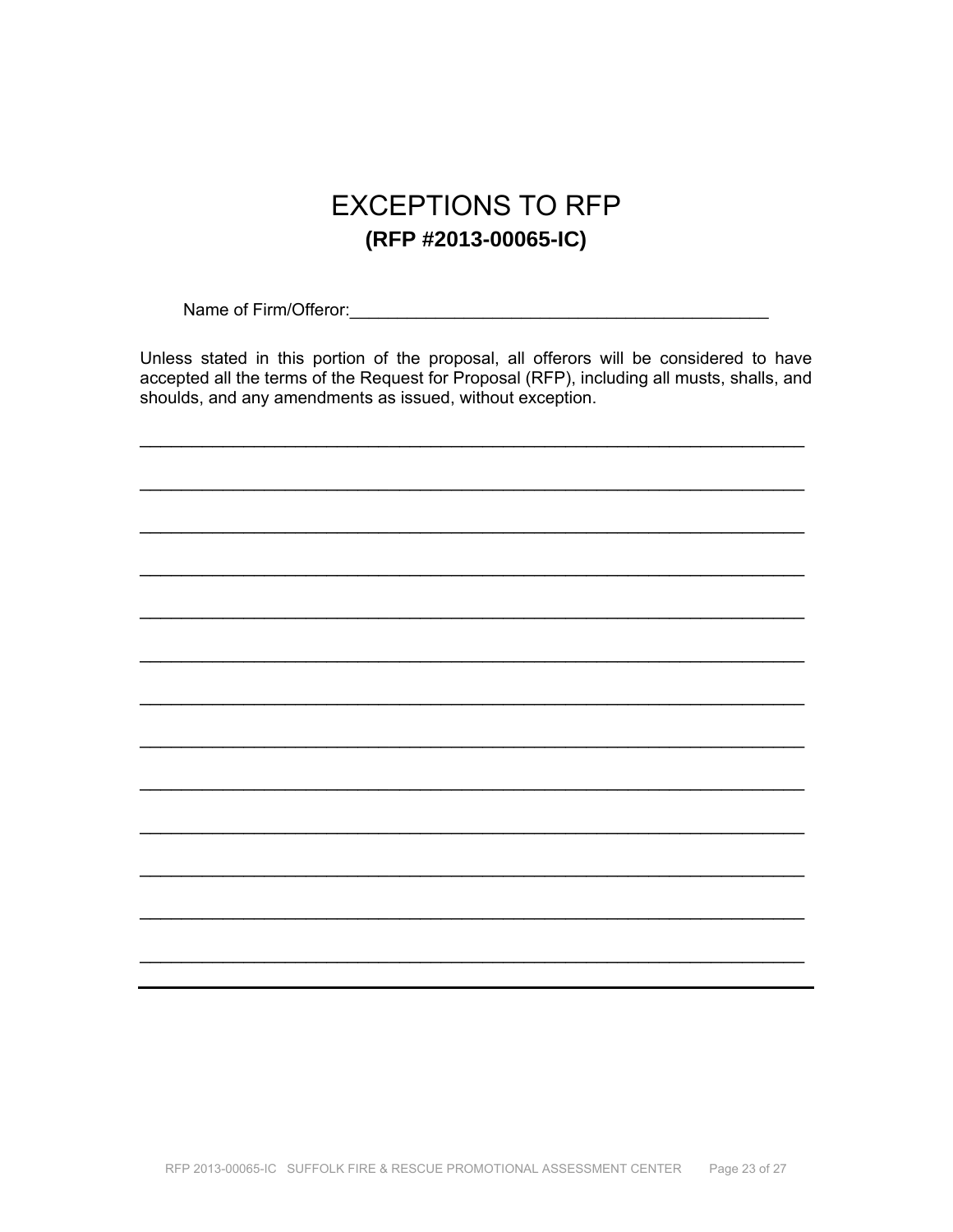# EXCEPTIONS TO RFP

## (RFP #2013-00065-IC)

Name of Firm/Offeror:_____________________________________________

Unless stated in this portion of the proposal, all offerors will be considered to have accepted all the terms of the Request for Proposal (RFP), including all musts, shalls, and shoulds, and any amendments as issued, without exception.

_______________________________________________________________________

_______________________________________________________________________

_______________________________________________________________________

_______________________________________________________________________

_______________________________________________________________________

_______________________________________________________________________

_______________________________________________________________________

_______________________________________________________________________

_______________________________________________________________________

_______________________________________________________________________

_______________________________________________________________________

_______________________________________________________________________

_______________________________________________________________________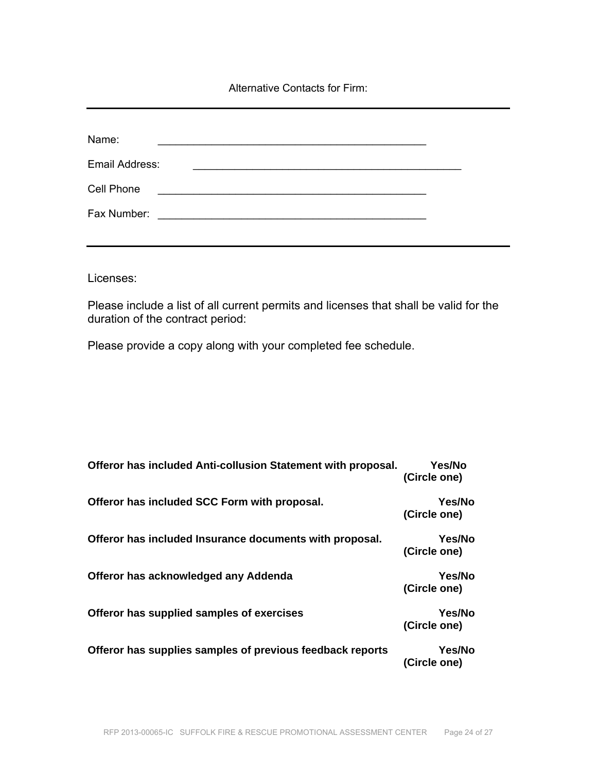Alternative Contacts for Firm:

---

Name: _____________________________________________

Email Address: _____________________________________________

Cell Phone _____________________________________________

Fax Number: _____________________________________________

---

Licenses:

Please include a list of all current permits and licenses that shall be valid for the duration of the contract period:

Please provide a copy along with your completed fee schedule.

**Offeror has included Anti-collusion Statement with proposal.** **Yes/No (Circle one)**

**Offeror has included SCC Form with proposal.** **Yes/No (Circle one)**

**Offeror has included Insurance documents with proposal.** **Yes/No (Circle one)**

**Offeror has acknowledged any Addenda** **Yes/No (Circle one)**

**Offeror has supplied samples of exercises** **Yes/No (Circle one)**

**Offeror has supplies samples of previous feedback reports** **Yes/No (Circle one)**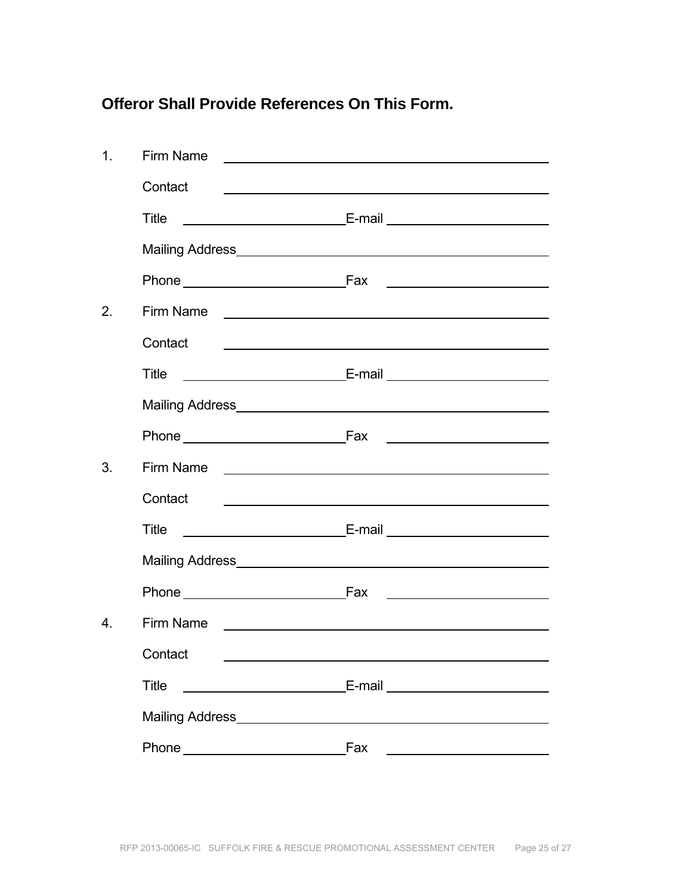**Offeror Shall Provide References On This Form.**

1. Firm Name ______________________________________________

   Contact ______________________________________________

   Title ____________________ E-mail ____________________

   Mailing Address ______________________________________________

   Phone ____________________ Fax ____________________

2. Firm Name ______________________________________________

   Contact ______________________________________________

   Title ____________________ E-mail ____________________

   Mailing Address ______________________________________________

   Phone ____________________ Fax ____________________

3. Firm Name ______________________________________________

   Contact ______________________________________________

   Title ____________________ E-mail ____________________

   Mailing Address ______________________________________________

   Phone ____________________ Fax ____________________

4. Firm Name ______________________________________________

   Contact ______________________________________________

   Title ____________________ E-mail ____________________

   Mailing Address ______________________________________________

   Phone ____________________ Fax ____________________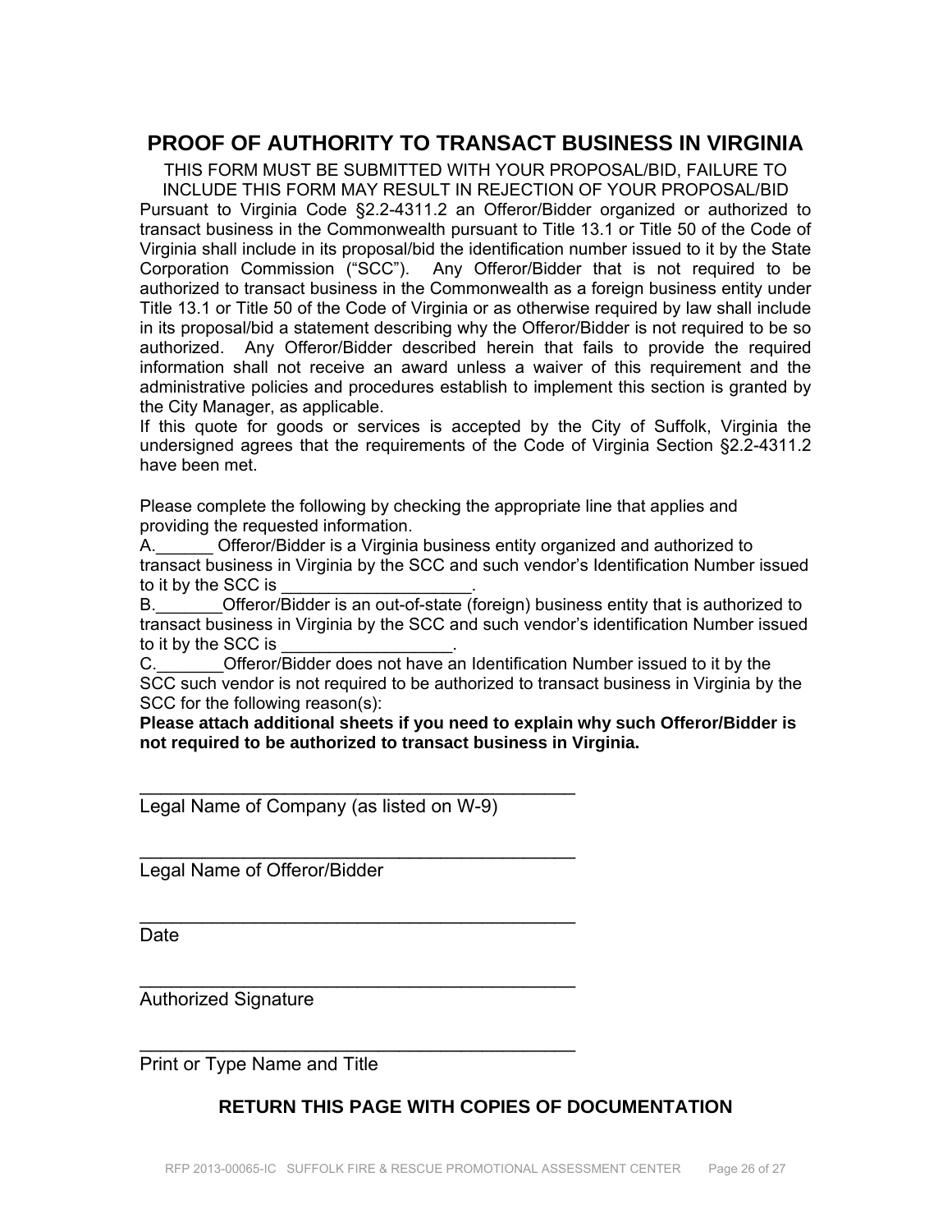# PROOF OF AUTHORITY TO TRANSACT BUSINESS IN VIRGINIA

THIS FORM MUST BE SUBMITTED WITH YOUR PROPOSAL/BID, FAILURE TO INCLUDE THIS FORM MAY RESULT IN REJECTION OF YOUR PROPOSAL/BID

Pursuant to Virginia Code §2.2-4311.2 an Offeror/Bidder organized or authorized to transact business in the Commonwealth pursuant to Title 13.1 or Title 50 of the Code of Virginia shall include in its proposal/bid the identification number issued to it by the State Corporation Commission ("SCC"). Any Offeror/Bidder that is not required to be authorized to transact business in the Commonwealth as a foreign business entity under Title 13.1 or Title 50 of the Code of Virginia or as otherwise required by law shall include in its proposal/bid a statement describing why the Offeror/Bidder is not required to be so authorized. Any Offeror/Bidder described herein that fails to provide the required information shall not receive an award unless a waiver of this requirement and the administrative policies and procedures establish to implement this section is granted by the City Manager, as applicable.

If this quote for goods or services is accepted by the City of Suffolk, Virginia the undersigned agrees that the requirements of the Code of Virginia Section §2.2-4311.2 have been met.

Please complete the following by checking the appropriate line that applies and providing the requested information.

A.______ Offeror/Bidder is a Virginia business entity organized and authorized to transact business in Virginia by the SCC and such vendor's Identification Number issued to it by the SCC is ____________________.

B._______Offeror/Bidder is an out-of-state (foreign) business entity that is authorized to transact business in Virginia by the SCC and such vendor's identification Number issued to it by the SCC is __________________.

C._______Offeror/Bidder does not have an Identification Number issued to it by the SCC such vendor is not required to be authorized to transact business in Virginia by the SCC for the following reason(s):

**Please attach additional sheets if you need to explain why such Offeror/Bidder is not required to be authorized to transact business in Virginia.**

____________________________________________
Legal Name of Company (as listed on W-9)

____________________________________________
Legal Name of Offeror/Bidder

____________________________________________
Date

____________________________________________
Authorized Signature

____________________________________________
Print or Type Name and Title

**RETURN THIS PAGE WITH COPIES OF DOCUMENTATION**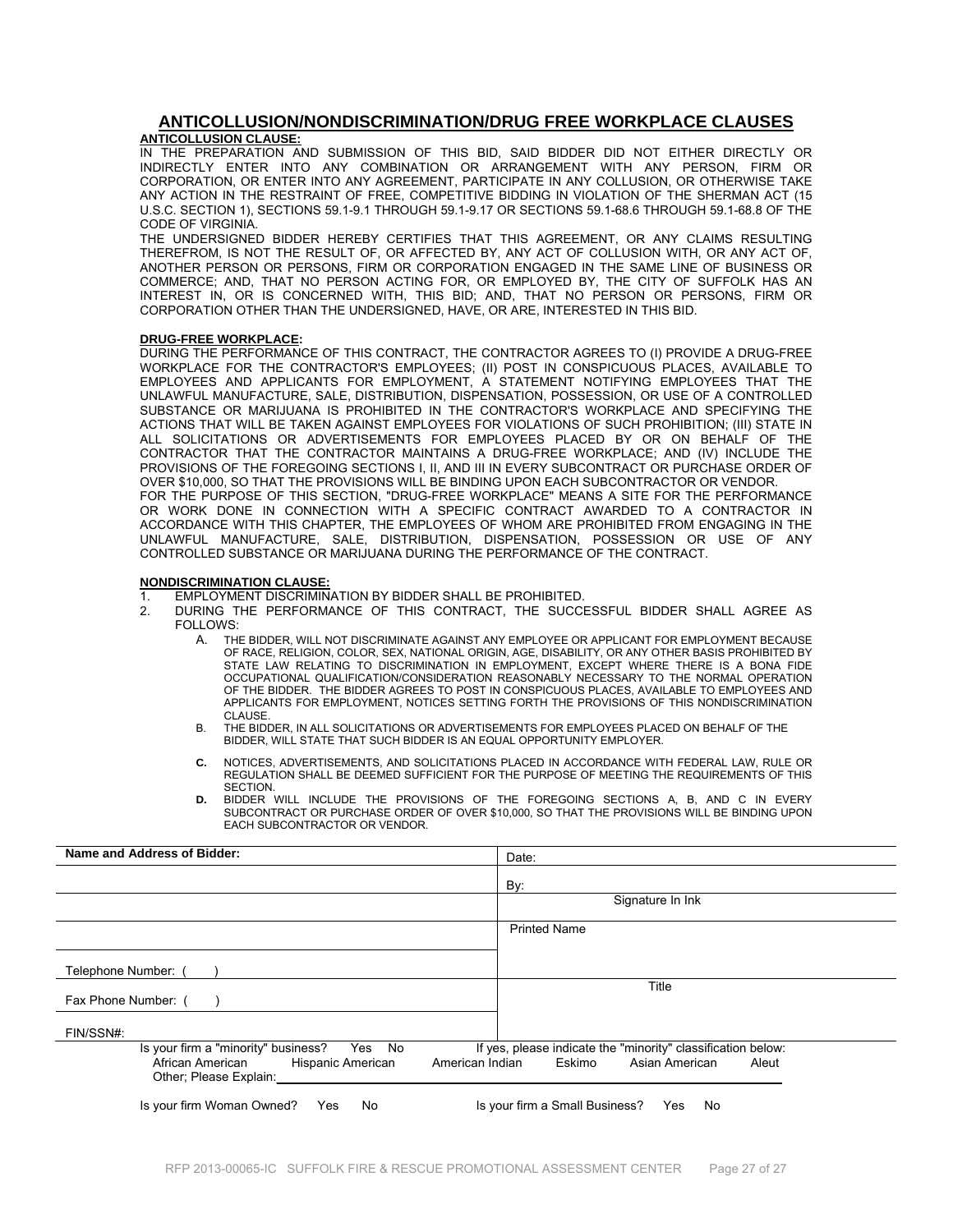# ANTICOLLUSION/NONDISCRIMINATION/DRUG FREE WORKPLACE CLAUSES

**ANTICOLLUSION CLAUSE:**

IN THE PREPARATION AND SUBMISSION OF THIS BID, SAID BIDDER DID NOT EITHER DIRECTLY OR INDIRECTLY ENTER INTO ANY COMBINATION OR ARRANGEMENT WITH ANY PERSON, FIRM OR CORPORATION, OR ENTER INTO ANY AGREEMENT, PARTICIPATE IN ANY COLLUSION, OR OTHERWISE TAKE ANY ACTION IN THE RESTRAINT OF FREE, COMPETITIVE BIDDING IN VIOLATION OF THE SHERMAN ACT (15 U.S.C. SECTION 1), SECTIONS 59.1-9.1 THROUGH 59.1-9.17 OR SECTIONS 59.1-68.6 THROUGH 59.1-68.8 OF THE CODE OF VIRGINIA.

THE UNDERSIGNED BIDDER HEREBY CERTIFIES THAT THIS AGREEMENT, OR ANY CLAIMS RESULTING THEREFROM, IS NOT THE RESULT OF, OR AFFECTED BY, ANY ACT OF COLLUSION WITH, OR ANY ACT OF, ANOTHER PERSON OR PERSONS, FIRM OR CORPORATION ENGAGED IN THE SAME LINE OF BUSINESS OR COMMERCE; AND, THAT NO PERSON ACTING FOR, OR EMPLOYED BY, THE CITY OF SUFFOLK HAS AN INTEREST IN, OR IS CONCERNED WITH, THIS BID; AND, THAT NO PERSON OR PERSONS, FIRM OR CORPORATION OTHER THAN THE UNDERSIGNED, HAVE, OR ARE, INTERESTED IN THIS BID.

**DRUG-FREE WORKPLACE:**

DURING THE PERFORMANCE OF THIS CONTRACT, THE CONTRACTOR AGREES TO (I) PROVIDE A DRUG-FREE WORKPLACE FOR THE CONTRACTOR'S EMPLOYEES; (II) POST IN CONSPICUOUS PLACES, AVAILABLE TO EMPLOYEES AND APPLICANTS FOR EMPLOYMENT, A STATEMENT NOTIFYING EMPLOYEES THAT THE UNLAWFUL MANUFACTURE, SALE, DISTRIBUTION, DISPENSATION, POSSESSION, OR USE OF A CONTROLLED SUBSTANCE OR MARIJUANA IS PROHIBITED IN THE CONTRACTOR'S WORKPLACE AND SPECIFYING THE ACTIONS THAT WILL BE TAKEN AGAINST EMPLOYEES FOR VIOLATIONS OF SUCH PROHIBITION; (III) STATE IN ALL SOLICITATIONS OR ADVERTISEMENTS FOR EMPLOYEES PLACED BY OR ON BEHALF OF THE CONTRACTOR THAT THE CONTRACTOR MAINTAINS A DRUG-FREE WORKPLACE; AND (IV) INCLUDE THE PROVISIONS OF THE FOREGOING SECTIONS I, II, AND III IN EVERY SUBCONTRACT OR PURCHASE ORDER OF OVER $10,000, SO THAT THE PROVISIONS WILL BE BINDING UPON EACH SUBCONTRACTOR OR VENDOR.

FOR THE PURPOSE OF THIS SECTION, "DRUG-FREE WORKPLACE" MEANS A SITE FOR THE PERFORMANCE OR WORK DONE IN CONNECTION WITH A SPECIFIC CONTRACT AWARDED TO A CONTRACTOR IN ACCORDANCE WITH THIS CHAPTER, THE EMPLOYEES OF WHOM ARE PROHIBITED FROM ENGAGING IN THE UNLAWFUL MANUFACTURE, SALE, DISTRIBUTION, DISPENSATION, POSSESSION OR USE OF ANY CONTROLLED SUBSTANCE OR MARIJUANA DURING THE PERFORMANCE OF THE CONTRACT.

**NONDISCRIMINATION CLAUSE:**

1. EMPLOYMENT DISCRIMINATION BY BIDDER SHALL BE PROHIBITED.
2. DURING THE PERFORMANCE OF THIS CONTRACT, THE SUCCESSFUL BIDDER SHALL AGREE AS FOLLOWS:
   A. THE BIDDER, WILL NOT DISCRIMINATE AGAINST ANY EMPLOYEE OR APPLICANT FOR EMPLOYMENT BECAUSE OF RACE, RELIGION, COLOR, SEX, NATIONAL ORIGIN, AGE, DISABILITY, OR ANY OTHER BASIS PROHIBITED BY STATE LAW RELATING TO DISCRIMINATION IN EMPLOYMENT, EXCEPT WHERE THERE IS A BONA FIDE OCCUPATIONAL QUALIFICATION/CONSIDERATION REASONABLY NECESSARY TO THE NORMAL OPERATION OF THE BIDDER. THE BIDDER AGREES TO POST IN CONSPICUOUS PLACES, AVAILABLE TO EMPLOYEES AND APPLICANTS FOR EMPLOYMENT, NOTICES SETTING FORTH THE PROVISIONS OF THIS NONDISCRIMINATION CLAUSE.
   B. THE BIDDER, IN ALL SOLICITATIONS OR ADVERTISEMENTS FOR EMPLOYEES PLACED ON BEHALF OF THE BIDDER, WILL STATE THAT SUCH BIDDER IS AN EQUAL OPPORTUNITY EMPLOYER.
   **C.** NOTICES, ADVERTISEMENTS, AND SOLICITATIONS PLACED IN ACCORDANCE WITH FEDERAL LAW, RULE OR REGULATION SHALL BE DEEMED SUFFICIENT FOR THE PURPOSE OF MEETING THE REQUIREMENTS OF THIS SECTION.
   **D.** BIDDER WILL INCLUDE THE PROVISIONS OF THE FOREGOING SECTIONS A, B, AND C IN EVERY SUBCONTRACT OR PURCHASE ORDER OF OVER $10,000, SO THAT THE PROVISIONS WILL BE BINDING UPON EACH SUBCONTRACTOR OR VENDOR.

| | |
|---|---|
| **Name and Address of Bidder:** | Date: |
| | By: |
| | Signature In Ink |
| | Printed Name |
| Telephone Number: ( ) | |
| Fax Phone Number: ( ) | Title |
| FIN/SSN#: | |

Is your firm a "minority" business? Yes No     If yes, please indicate the "minority" classification below:

African American     Hispanic American     American Indian     Eskimo     Asian American     Aleut

Other; Please Explain: ____________________

Is your firm Woman Owned? Yes No     Is your firm a Small Business? Yes No